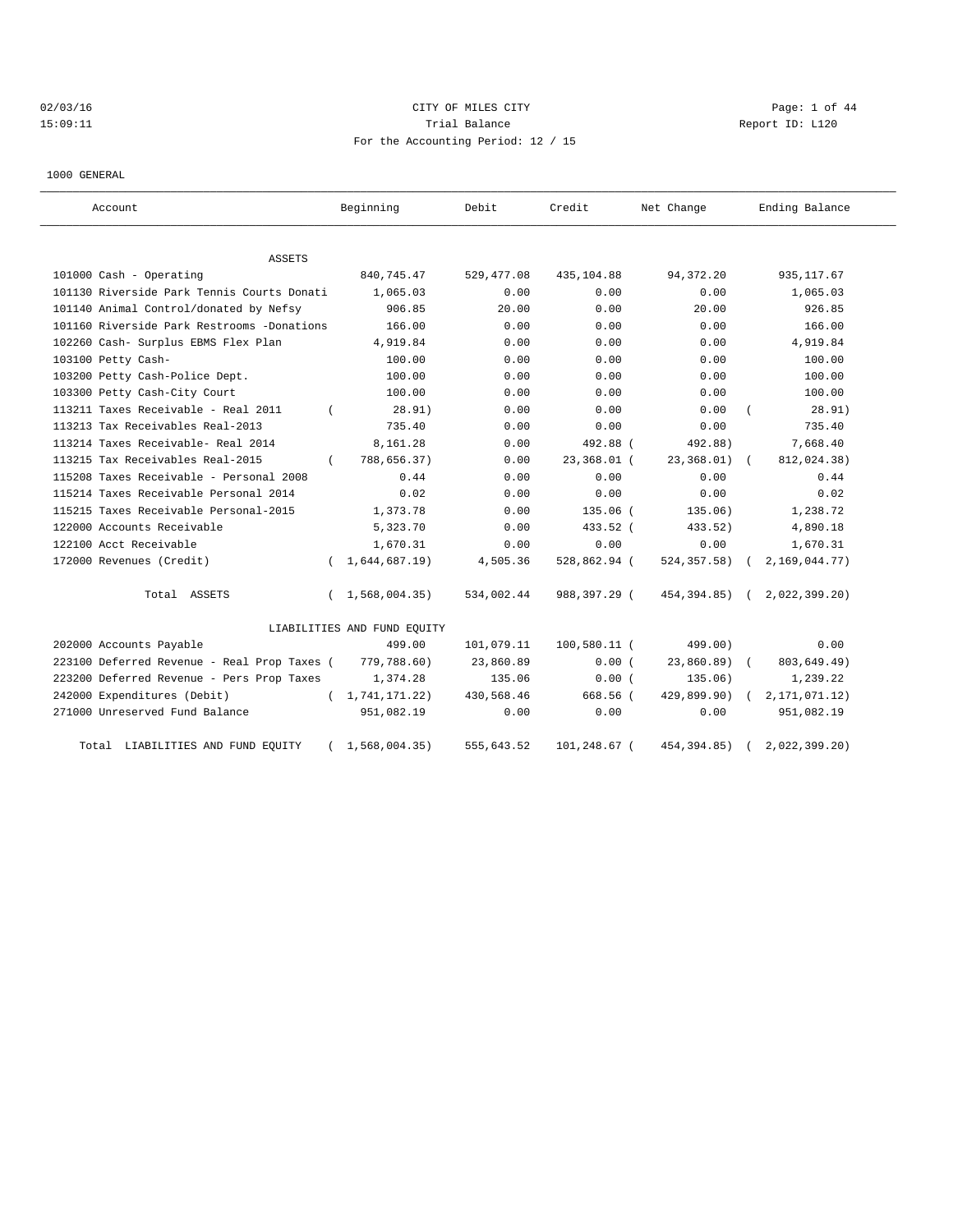02/03/16 CITY OF MILES CITY
15:09:11 Trial Balance Report ID: L120
For the Accounting Period: 12 / 15

1000 GENERAL

| Account | Beginning | Debit | Credit | Net Change | Ending Balance |
|---|---|---|---|---|---|
| ASSETS | | | | | |
| 101000 Cash - Operating | 840,745.47 | 529,477.08 | 435,104.88 | 94,372.20 | 935,117.67 |
| 101130 Riverside Park Tennis Courts Donati | 1,065.03 | 0.00 | 0.00 | 0.00 | 1,065.03 |
| 101140 Animal Control/donated by Nefsy | 906.85 | 20.00 | 0.00 | 20.00 | 926.85 |
| 101160 Riverside Park Restrooms -Donations | 166.00 | 0.00 | 0.00 | 0.00 | 166.00 |
| 102260 Cash- Surplus EBMS Flex Plan | 4,919.84 | 0.00 | 0.00 | 0.00 | 4,919.84 |
| 103100 Petty Cash- | 100.00 | 0.00 | 0.00 | 0.00 | 100.00 |
| 103200 Petty Cash-Police Dept. | 100.00 | 0.00 | 0.00 | 0.00 | 100.00 |
| 103300 Petty Cash-City Court | 100.00 | 0.00 | 0.00 | 0.00 | 100.00 |
| 113211 Taxes Receivable - Real 2011 | ( 28.91) | 0.00 | 0.00 | 0.00 | ( 28.91) |
| 113213 Tax Receivables Real-2013 | 735.40 | 0.00 | 0.00 | 0.00 | 735.40 |
| 113214 Taxes Receivable- Real 2014 | 8,161.28 | 0.00 | 492.88 | ( 492.88) | 7,668.40 |
| 113215 Tax Receivables Real-2015 | ( 788,656.37) | 0.00 | 23,368.01 | ( 23,368.01) | ( 812,024.38) |
| 115208 Taxes Receivable - Personal 2008 | 0.44 | 0.00 | 0.00 | 0.00 | 0.44 |
| 115214 Taxes Receivable Personal 2014 | 0.02 | 0.00 | 0.00 | 0.00 | 0.02 |
| 115215 Taxes Receivable Personal-2015 | 1,373.78 | 0.00 | 135.06 | ( 135.06) | 1,238.72 |
| 122000 Accounts Receivable | 5,323.70 | 0.00 | 433.52 | ( 433.52) | 4,890.18 |
| 122100 Acct Receivable | 1,670.31 | 0.00 | 0.00 | 0.00 | 1,670.31 |
| 172000 Revenues (Credit) | ( 1,644,687.19) | 4,505.36 | 528,862.94 | ( 524,357.58) | ( 2,169,044.77) |
| Total ASSETS | ( 1,568,004.35) | 534,002.44 | 988,397.29 | ( 454,394.85) | ( 2,022,399.20) |
| LIABILITIES AND FUND EQUITY | | | | | |
| 202000 Accounts Payable | 499.00 | 101,079.11 | 100,580.11 | ( 499.00) | 0.00 |
| 223100 Deferred Revenue - Real Prop Taxes | ( 779,788.60) | 23,860.89 | 0.00 | ( 23,860.89) | ( 803,649.49) |
| 223200 Deferred Revenue - Pers Prop Taxes | 1,374.28 | 135.06 | 0.00 | ( 135.06) | 1,239.22 |
| 242000 Expenditures (Debit) | ( 1,741,171.22) | 430,568.46 | 668.56 | ( 429,899.90) | ( 2,171,071.12) |
| 271000 Unreserved Fund Balance | 951,082.19 | 0.00 | 0.00 | 0.00 | 951,082.19 |
| Total LIABILITIES AND FUND EQUITY | ( 1,568,004.35) | 555,643.52 | 101,248.67 | ( 454,394.85) | ( 2,022,399.20) |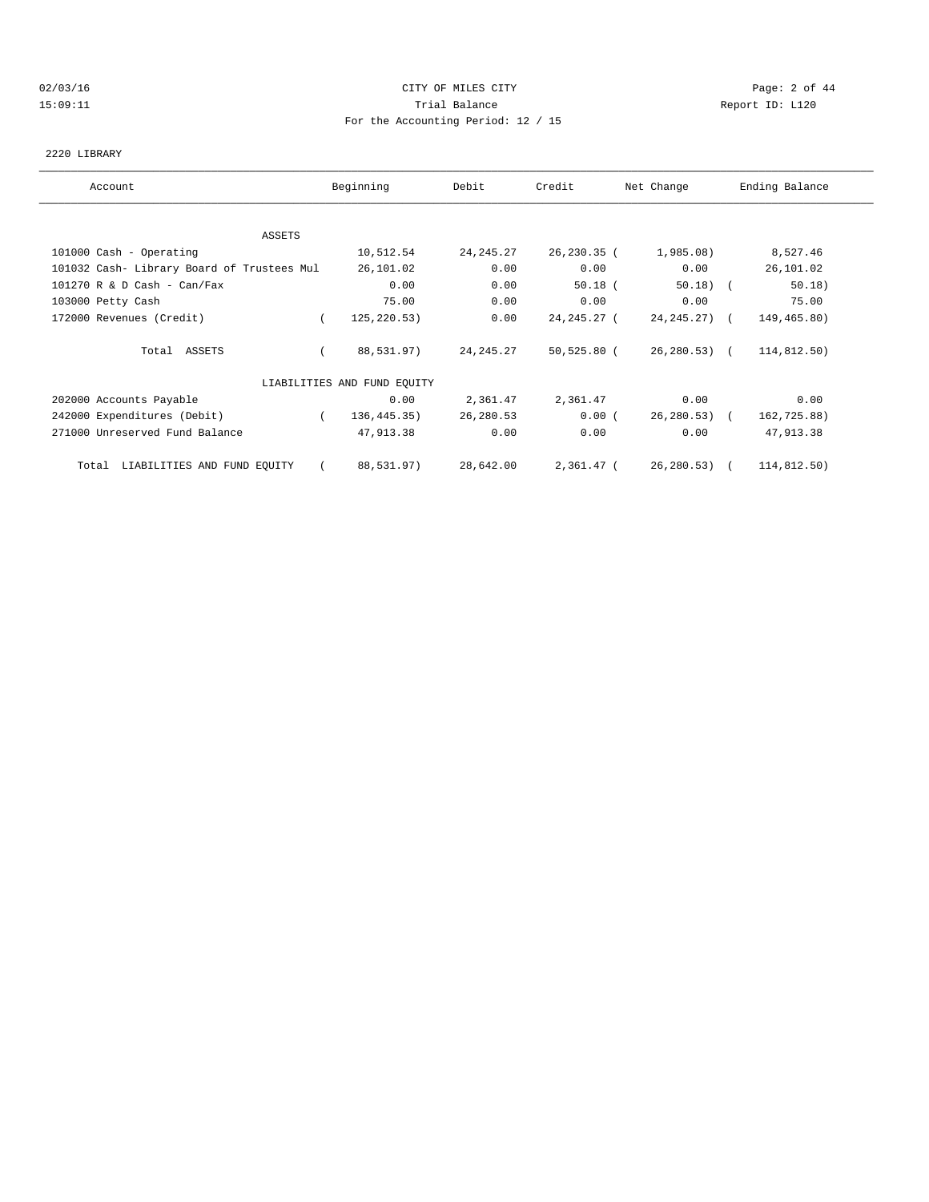CITY OF MILES CITY
Trial Balance
For the Accounting Period: 12 / 15

02/03/16
15:09:11
Report ID: L120

2220 LIBRARY

| Account | Beginning | Debit | Credit | Net Change | Ending Balance |
|---|---|---|---|---|---|
| **ASSETS** | | | | | |
| 101000 Cash - Operating | 10,512.54 | 24,245.27 | 26,230.35 | ( 1,985.08) | 8,527.46 |
| 101032 Cash- Library Board of Trustees Mul | 26,101.02 | 0.00 | 0.00 | 0.00 | 26,101.02 |
| 101270 R & D Cash - Can/Fax | 0.00 | 0.00 | 50.18 | ( 50.18) | ( 50.18) |
| 103000 Petty Cash | 75.00 | 0.00 | 0.00 | 0.00 | 75.00 |
| 172000 Revenues (Credit) | ( 125,220.53) | 0.00 | 24,245.27 | ( 24,245.27) | ( 149,465.80) |
| Total ASSETS | ( 88,531.97) | 24,245.27 | 50,525.80 | ( 26,280.53) | ( 114,812.50) |
| **LIABILITIES AND FUND EQUITY** | | | | | |
| 202000 Accounts Payable | 0.00 | 2,361.47 | 2,361.47 | 0.00 | 0.00 |
| 242000 Expenditures (Debit) | ( 136,445.35) | 26,280.53 | 0.00 | ( 26,280.53) | ( 162,725.88) |
| 271000 Unreserved Fund Balance | 47,913.38 | 0.00 | 0.00 | 0.00 | 47,913.38 |
| Total LIABILITIES AND FUND EQUITY | ( 88,531.97) | 28,642.00 | 2,361.47 | ( 26,280.53) | ( 114,812.50) |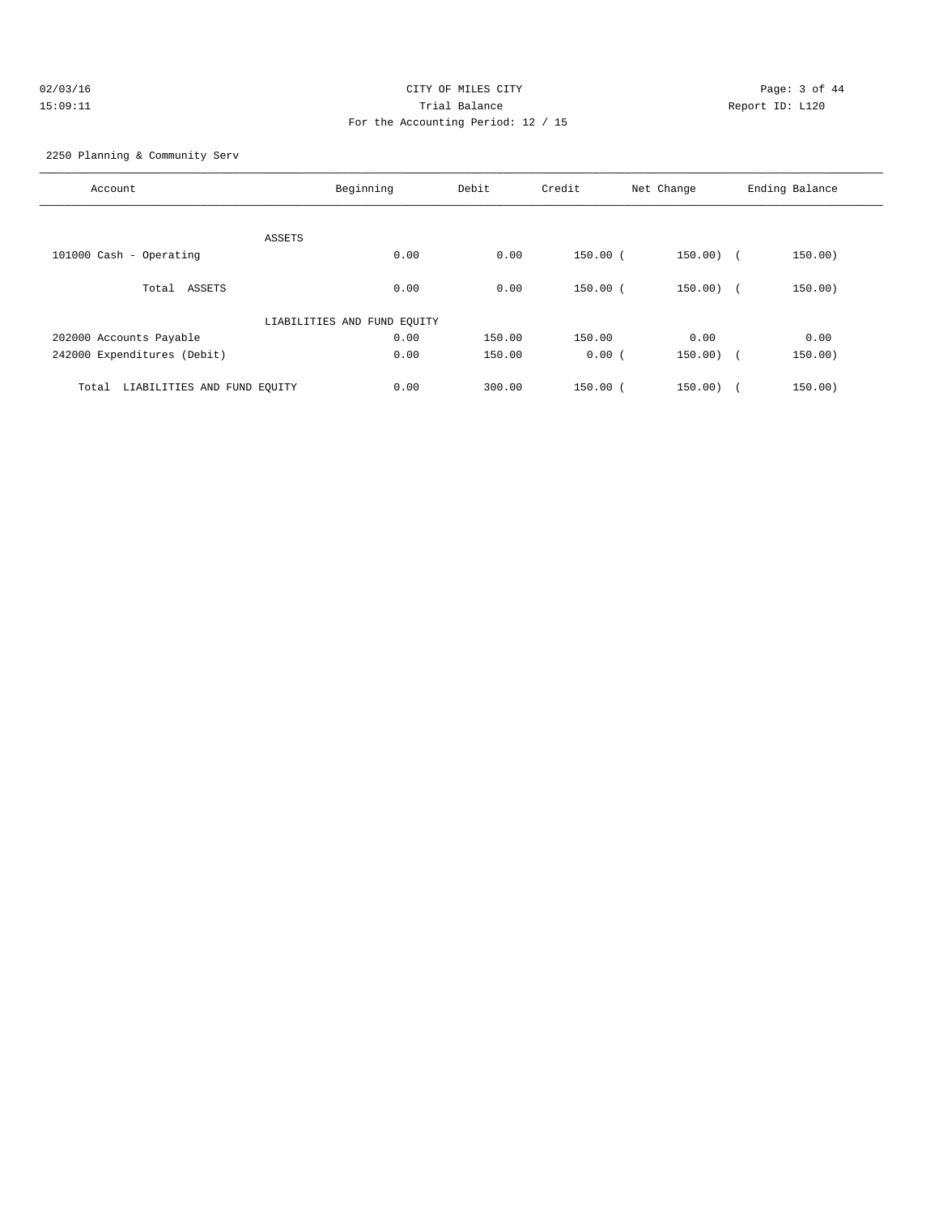CITY OF MILES CITY
Trial Balance
For the Accounting Period: 12 / 15

02/03/16
15:09:11

Report ID: L120

2250 Planning & Community Serv

| Account | Beginning | Debit | Credit | Net Change | Ending Balance |
|---|---|---|---|---|---|
| ASSETS | | | | | |
| 101000 Cash - Operating | 0.00 | 0.00 | 150.00 | ( 150.00) | ( 150.00) |
| Total ASSETS | 0.00 | 0.00 | 150.00 | ( 150.00) | ( 150.00) |
| LIABILITIES AND FUND EQUITY | | | | | |
| 202000 Accounts Payable | 0.00 | 150.00 | 150.00 | 0.00 | 0.00 |
| 242000 Expenditures (Debit) | 0.00 | 150.00 | 0.00 | ( 150.00) | ( 150.00) |
| Total LIABILITIES AND FUND EQUITY | 0.00 | 300.00 | 150.00 | ( 150.00) | ( 150.00) |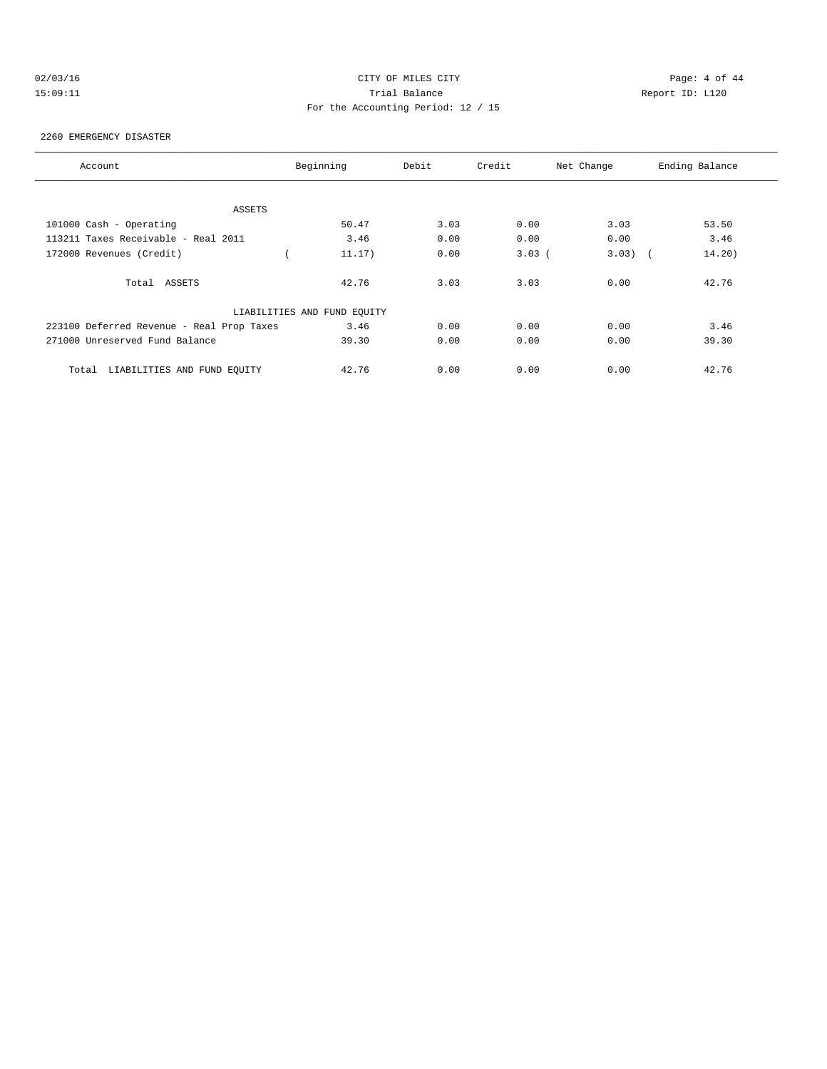CITY OF MILES CITY

Trial Balance

For the Accounting Period: 12 / 15

02/03/16 15:09:11 — Report ID: L120

2260 EMERGENCY DISASTER

| Account | Beginning | Debit | Credit | Net Change | Ending Balance |
|---|---|---|---|---|---|
| ASSETS | | | | | |
| 101000 Cash - Operating | 50.47 | 3.03 | 0.00 | 3.03 | 53.50 |
| 113211 Taxes Receivable - Real 2011 | 3.46 | 0.00 | 0.00 | 0.00 | 3.46 |
| 172000 Revenues (Credit) | ( 11.17) | 0.00 | 3.03 | ( 3.03) | ( 14.20) |
| Total ASSETS | 42.76 | 3.03 | 3.03 | 0.00 | 42.76 |
| LIABILITIES AND FUND EQUITY | | | | | |
| 223100 Deferred Revenue - Real Prop Taxes | 3.46 | 0.00 | 0.00 | 0.00 | 3.46 |
| 271000 Unreserved Fund Balance | 39.30 | 0.00 | 0.00 | 0.00 | 39.30 |
| Total LIABILITIES AND FUND EQUITY | 42.76 | 0.00 | 0.00 | 0.00 | 42.76 |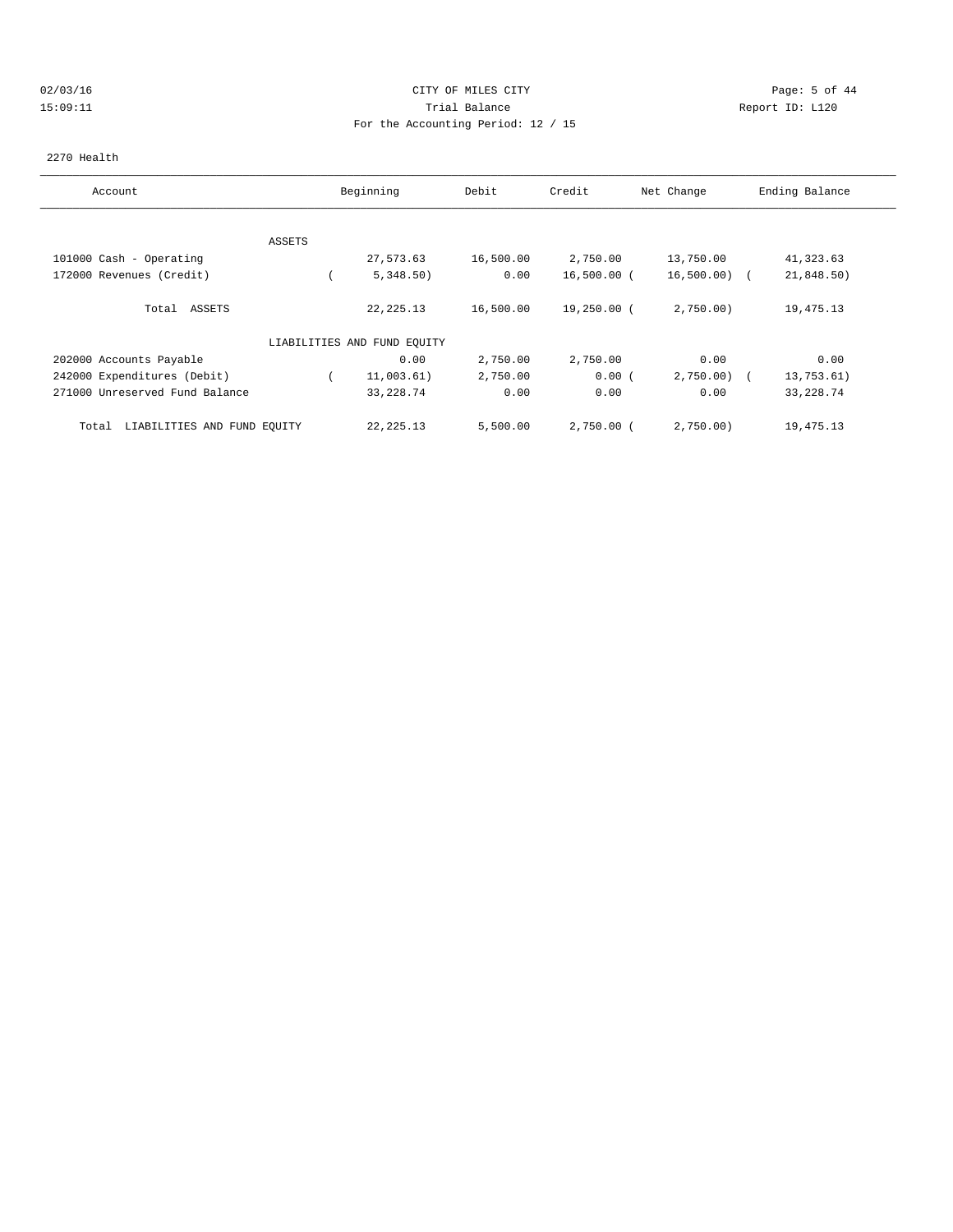CITY OF MILES CITY

Trial Balance

For the Accounting Period: 12 / 15

02/03/16
15:09:11

Report ID: L120

2270 Health

| Account | Beginning | Debit | Credit | Net Change | Ending Balance |
|---|---|---|---|---|---|
| ASSETS | | | | | |
| 101000 Cash - Operating | 27,573.63 | 16,500.00 | 2,750.00 | 13,750.00 | 41,323.63 |
| 172000 Revenues (Credit) | ( 5,348.50) | 0.00 | 16,500.00 | ( 16,500.00) | ( 21,848.50) |
| Total ASSETS | 22,225.13 | 16,500.00 | 19,250.00 | ( 2,750.00) | 19,475.13 |
| LIABILITIES AND FUND EQUITY | | | | | |
| 202000 Accounts Payable | 0.00 | 2,750.00 | 2,750.00 | 0.00 | 0.00 |
| 242000 Expenditures (Debit) | ( 11,003.61) | 2,750.00 | 0.00 | ( 2,750.00) | ( 13,753.61) |
| 271000 Unreserved Fund Balance | 33,228.74 | 0.00 | 0.00 | 0.00 | 33,228.74 |
| Total LIABILITIES AND FUND EQUITY | 22,225.13 | 5,500.00 | 2,750.00 | ( 2,750.00) | 19,475.13 |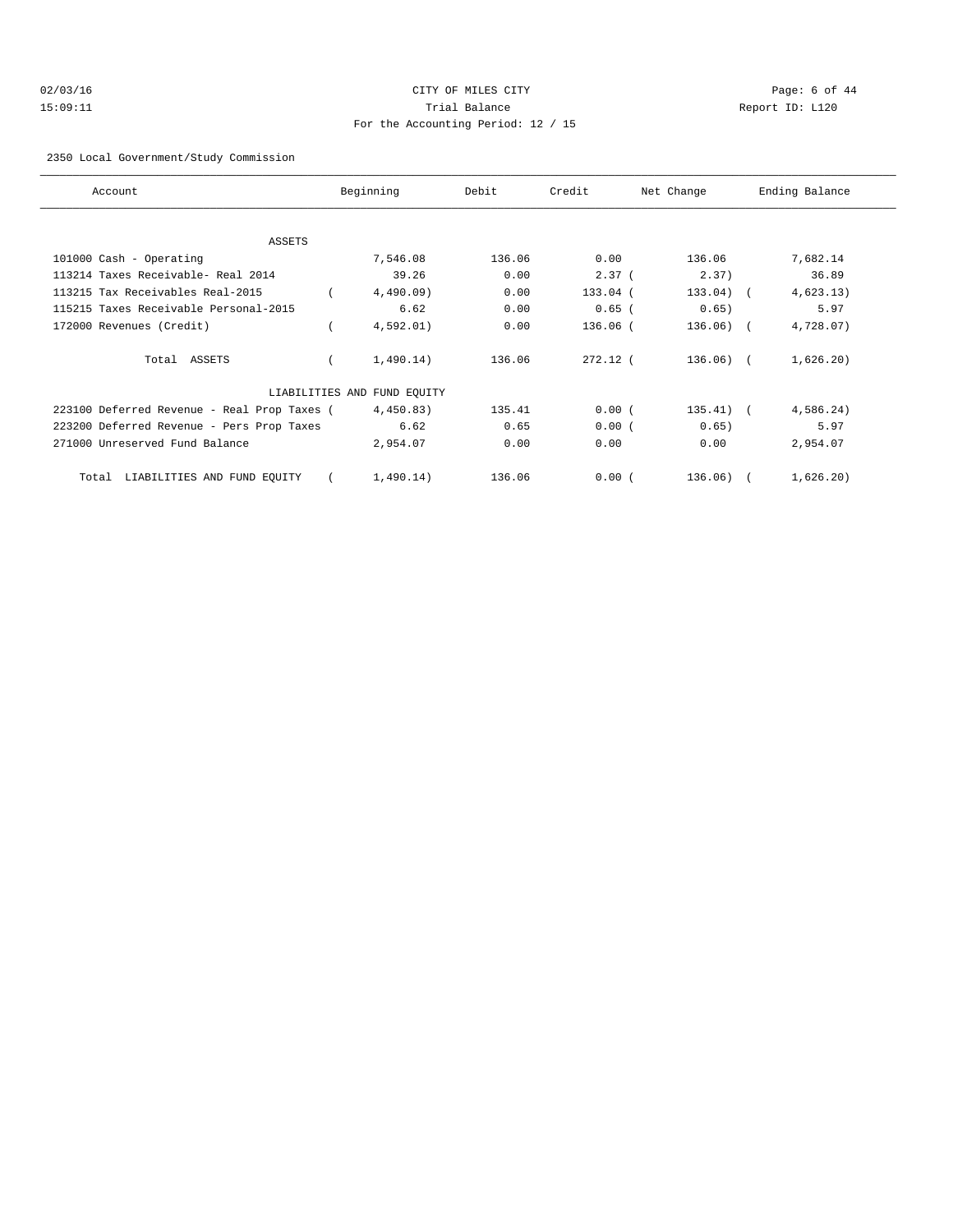CITY OF MILES CITY

Trial Balance

For the Accounting Period: 12 / 15

02/03/16 15:09:11 — Report ID: L120

2350 Local Government/Study Commission

| Account | Beginning | Debit | Credit | Net Change | Ending Balance |
|---|---|---|---|---|---|
| **ASSETS** | | | | | |
| 101000 Cash - Operating | 7,546.08 | 136.06 | 0.00 | 136.06 | 7,682.14 |
| 113214 Taxes Receivable- Real 2014 | 39.26 | 0.00 | 2.37 | (2.37) | 36.89 |
| 113215 Tax Receivables Real-2015 | (4,490.09) | 0.00 | 133.04 | (133.04) | (4,623.13) |
| 115215 Taxes Receivable Personal-2015 | 6.62 | 0.00 | 0.65 | (0.65) | 5.97 |
| 172000 Revenues (Credit) | (4,592.01) | 0.00 | 136.06 | (136.06) | (4,728.07) |
| Total ASSETS | (1,490.14) | 136.06 | 272.12 | (136.06) | (1,626.20) |
| **LIABILITIES AND FUND EQUITY** | | | | | |
| 223100 Deferred Revenue - Real Prop Taxes | (4,450.83) | 135.41 | 0.00 | (135.41) | (4,586.24) |
| 223200 Deferred Revenue - Pers Prop Taxes | 6.62 | 0.65 | 0.00 | (0.65) | 5.97 |
| 271000 Unreserved Fund Balance | 2,954.07 | 0.00 | 0.00 | 0.00 | 2,954.07 |
| Total LIABILITIES AND FUND EQUITY | (1,490.14) | 136.06 | 0.00 | (136.06) | (1,626.20) |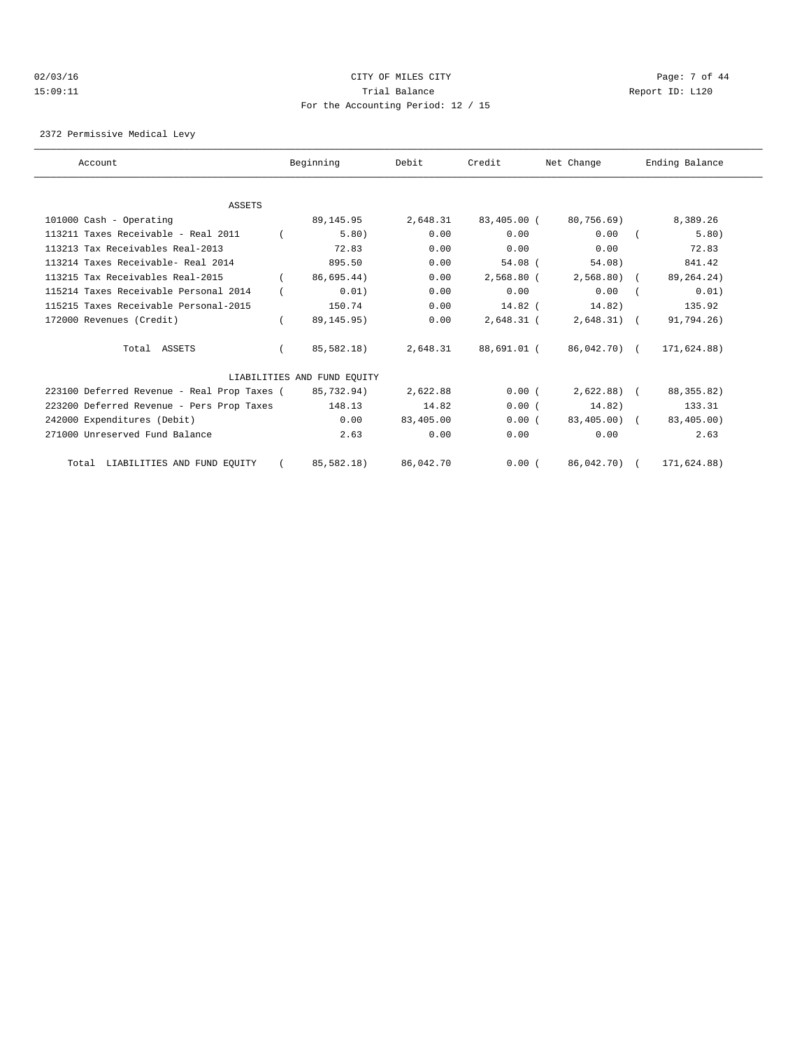CITY OF MILES CITY

Trial Balance

For the Accounting Period: 12 / 15

02/03/16 15:09:11 Report ID: L120

2372 Permissive Medical Levy

| Account | Beginning | Debit | Credit | Net Change | Ending Balance |
|---|---|---|---|---|---|
| **ASSETS** | | | | | |
| 101000 Cash - Operating | 89,145.95 | 2,648.31 | 83,405.00 | (80,756.69) | 8,389.26 |
| 113211 Taxes Receivable - Real 2011 | (5.80) | 0.00 | 0.00 | 0.00 | (5.80) |
| 113213 Tax Receivables Real-2013 | 72.83 | 0.00 | 0.00 | 0.00 | 72.83 |
| 113214 Taxes Receivable- Real 2014 | 895.50 | 0.00 | 54.08 | (54.08) | 841.42 |
| 113215 Tax Receivables Real-2015 | (86,695.44) | 0.00 | 2,568.80 | (2,568.80) | (89,264.24) |
| 115214 Taxes Receivable Personal 2014 | (0.01) | 0.00 | 0.00 | 0.00 | (0.01) |
| 115215 Taxes Receivable Personal-2015 | 150.74 | 0.00 | 14.82 | (14.82) | 135.92 |
| 172000 Revenues (Credit) | (89,145.95) | 0.00 | 2,648.31 | (2,648.31) | (91,794.26) |
| Total ASSETS | (85,582.18) | 2,648.31 | 88,691.01 | (86,042.70) | (171,624.88) |
| **LIABILITIES AND FUND EQUITY** | | | | | |
| 223100 Deferred Revenue - Real Prop Taxes | (85,732.94) | 2,622.88 | 0.00 | (2,622.88) | (88,355.82) |
| 223200 Deferred Revenue - Pers Prop Taxes | 148.13 | 14.82 | 0.00 | (14.82) | 133.31 |
| 242000 Expenditures (Debit) | 0.00 | 83,405.00 | 0.00 | (83,405.00) | (83,405.00) |
| 271000 Unreserved Fund Balance | 2.63 | 0.00 | 0.00 | 0.00 | 2.63 |
| Total LIABILITIES AND FUND EQUITY | (85,582.18) | 86,042.70 | 0.00 | (86,042.70) | (171,624.88) |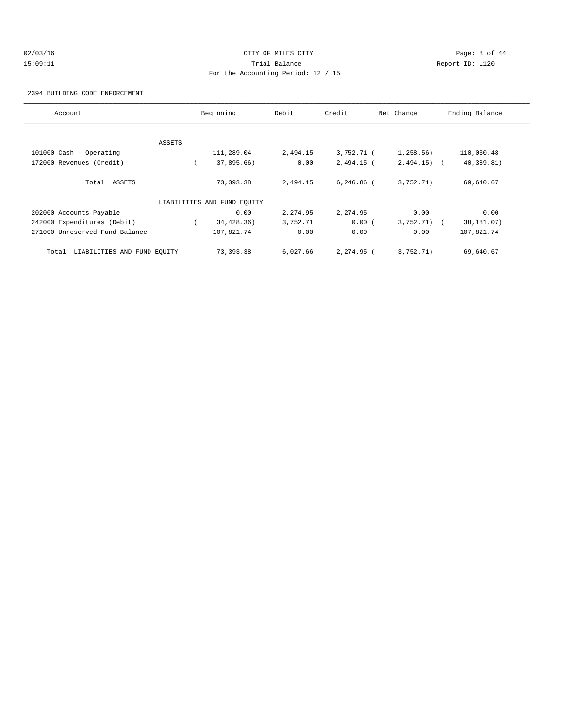CITY OF MILES CITY

Trial Balance

For the Accounting Period: 12 / 15

02/03/16 15:09:11 Report ID: L120

2394 BUILDING CODE ENFORCEMENT

| Account | Beginning | Debit | Credit | Net Change | Ending Balance |
|---|---|---|---|---|---|
| ASSETS | | | | | |
| 101000 Cash - Operating | 111,289.04 | 2,494.15 | 3,752.71 | ( 1,258.56) | 110,030.48 |
| 172000 Revenues (Credit) | ( 37,895.66) | 0.00 | 2,494.15 | ( 2,494.15) | ( 40,389.81) |
| Total ASSETS | 73,393.38 | 2,494.15 | 6,246.86 | ( 3,752.71) | 69,640.67 |
| LIABILITIES AND FUND EQUITY | | | | | |
| 202000 Accounts Payable | 0.00 | 2,274.95 | 2,274.95 | 0.00 | 0.00 |
| 242000 Expenditures (Debit) | ( 34,428.36) | 3,752.71 | 0.00 | ( 3,752.71) | ( 38,181.07) |
| 271000 Unreserved Fund Balance | 107,821.74 | 0.00 | 0.00 | 0.00 | 107,821.74 |
| Total LIABILITIES AND FUND EQUITY | 73,393.38 | 6,027.66 | 2,274.95 | ( 3,752.71) | 69,640.67 |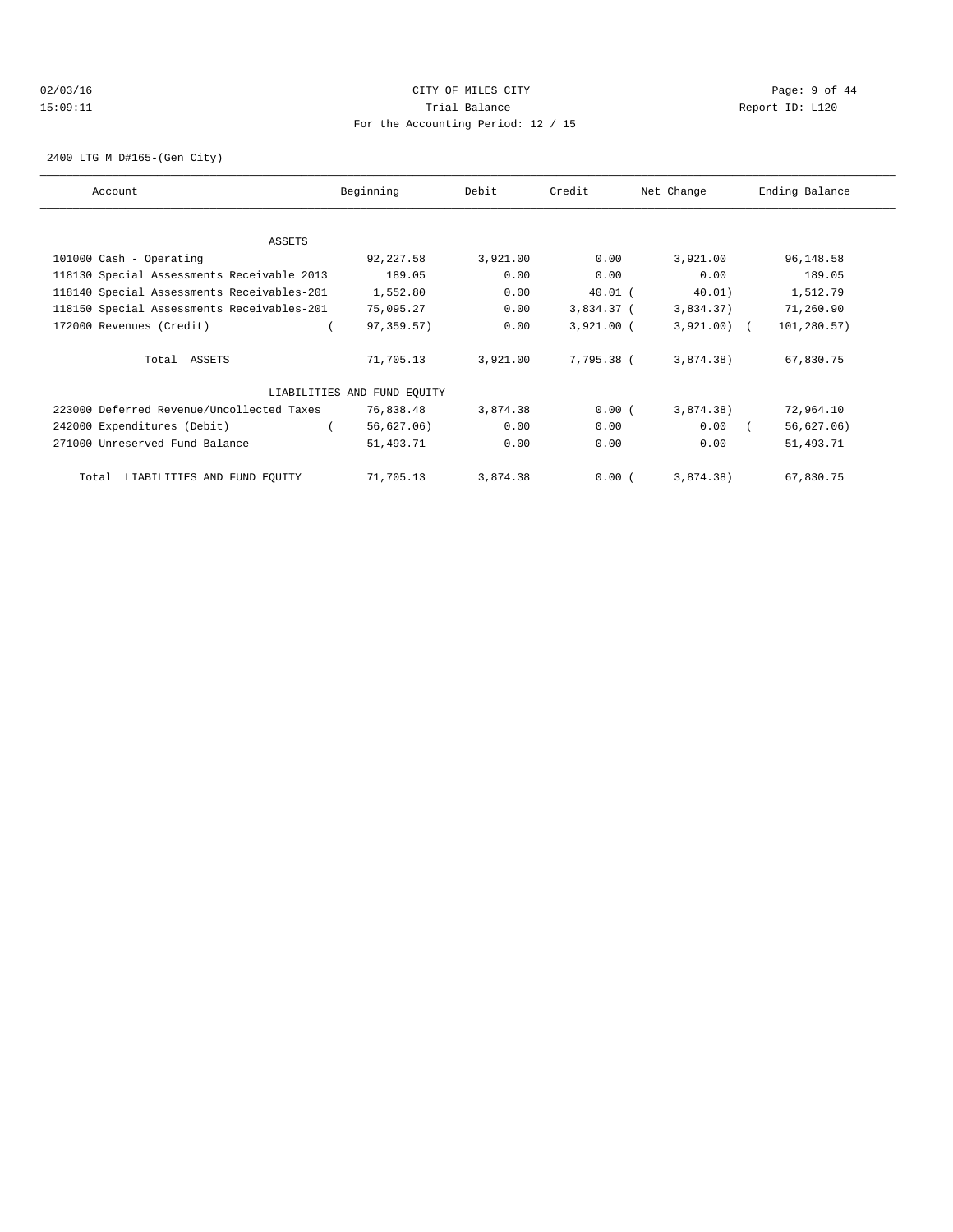CITY OF MILES CITY

Trial Balance

For the Accounting Period: 12 / 15

02/03/16 15:09:11 Report ID: L120

2400 LTG M D#165-(Gen City)

| Account | Beginning | Debit | Credit | Net Change | Ending Balance |
|---|---|---|---|---|---|
| ASSETS | | | | | |
| 101000 Cash - Operating | 92,227.58 | 3,921.00 | 0.00 | 3,921.00 | 96,148.58 |
| 118130 Special Assessments Receivable 2013 | 189.05 | 0.00 | 0.00 | 0.00 | 189.05 |
| 118140 Special Assessments Receivables-201 | 1,552.80 | 0.00 | 40.01 | ( 40.01) | 1,512.79 |
| 118150 Special Assessments Receivables-201 | 75,095.27 | 0.00 | 3,834.37 | ( 3,834.37) | 71,260.90 |
| 172000 Revenues (Credit) | ( 97,359.57) | 0.00 | 3,921.00 | ( 3,921.00) | ( 101,280.57) |
| Total ASSETS | 71,705.13 | 3,921.00 | 7,795.38 | ( 3,874.38) | 67,830.75 |
| LIABILITIES AND FUND EQUITY | | | | | |
| 223000 Deferred Revenue/Uncollected Taxes | 76,838.48 | 3,874.38 | 0.00 | ( 3,874.38) | 72,964.10 |
| 242000 Expenditures (Debit) | ( 56,627.06) | 0.00 | 0.00 | 0.00 | ( 56,627.06) |
| 271000 Unreserved Fund Balance | 51,493.71 | 0.00 | 0.00 | 0.00 | 51,493.71 |
| Total LIABILITIES AND FUND EQUITY | 71,705.13 | 3,874.38 | 0.00 | ( 3,874.38) | 67,830.75 |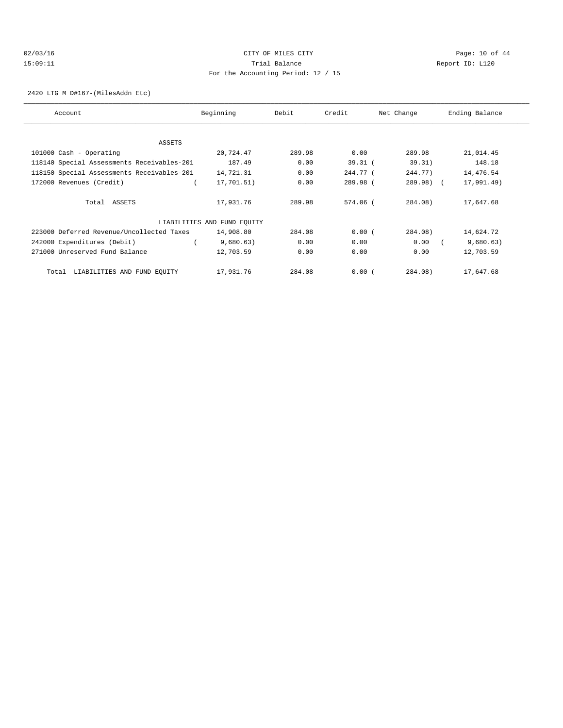CITY OF MILES CITY

Trial Balance

For the Accounting Period: 12 / 15

2420 LTG M D#167-(MilesAddn Etc)

| Account | Beginning | Debit | Credit | Net Change | Ending Balance |
|---|---|---|---|---|---|
| ASSETS | | | | | |
| 101000 Cash - Operating | 20,724.47 | 289.98 | 0.00 | 289.98 | 21,014.45 |
| 118140 Special Assessments Receivables-201 | 187.49 | 0.00 | 39.31 | (39.31) | 148.18 |
| 118150 Special Assessments Receivables-201 | 14,721.31 | 0.00 | 244.77 | (244.77) | 14,476.54 |
| 172000 Revenues (Credit) | (17,701.51) | 0.00 | 289.98 | (289.98) | (17,991.49) |
| Total ASSETS | 17,931.76 | 289.98 | 574.06 | (284.08) | 17,647.68 |
| LIABILITIES AND FUND EQUITY | | | | | |
| 223000 Deferred Revenue/Uncollected Taxes | 14,908.80 | 284.08 | 0.00 | (284.08) | 14,624.72 |
| 242000 Expenditures (Debit) | (9,680.63) | 0.00 | 0.00 | 0.00 | (9,680.63) |
| 271000 Unreserved Fund Balance | 12,703.59 | 0.00 | 0.00 | 0.00 | 12,703.59 |
| Total LIABILITIES AND FUND EQUITY | 17,931.76 | 284.08 | 0.00 | (284.08) | 17,647.68 |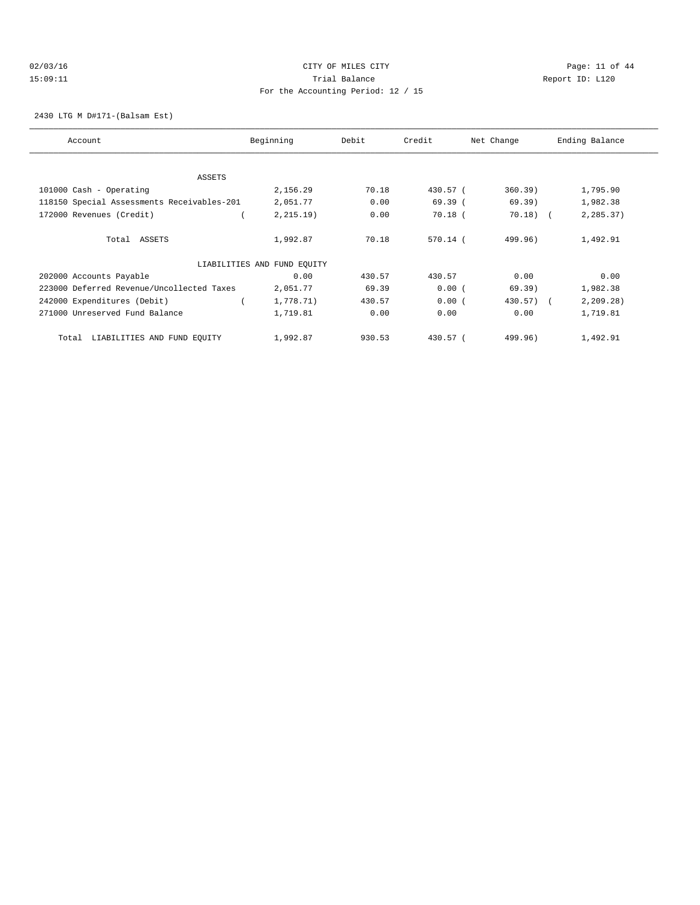CITY OF MILES CITY
Trial Balance
For the Accounting Period: 12 / 15

02/03/16
15:09:11

Report ID: L120

2430 LTG M D#171-(Balsam Est)

| Account | Beginning | Debit | Credit | Net Change | Ending Balance |
|---|---|---|---|---|---|
| ASSETS | | | | | |
| 101000 Cash - Operating | 2,156.29 | 70.18 | 430.57 | ( 360.39) | 1,795.90 |
| 118150 Special Assessments Receivables-201 | 2,051.77 | 0.00 | 69.39 | ( 69.39) | 1,982.38 |
| 172000 Revenues (Credit) | ( 2,215.19) | 0.00 | 70.18 | ( 70.18) | ( 2,285.37) |
| Total ASSETS | 1,992.87 | 70.18 | 570.14 | ( 499.96) | 1,492.91 |
| LIABILITIES AND FUND EQUITY | | | | | |
| 202000 Accounts Payable | 0.00 | 430.57 | 430.57 | 0.00 | 0.00 |
| 223000 Deferred Revenue/Uncollected Taxes | 2,051.77 | 69.39 | 0.00 | ( 69.39) | 1,982.38 |
| 242000 Expenditures (Debit) | ( 1,778.71) | 430.57 | 0.00 | ( 430.57) | ( 2,209.28) |
| 271000 Unreserved Fund Balance | 1,719.81 | 0.00 | 0.00 | 0.00 | 1,719.81 |
| Total LIABILITIES AND FUND EQUITY | 1,992.87 | 930.53 | 430.57 | ( 499.96) | 1,492.91 |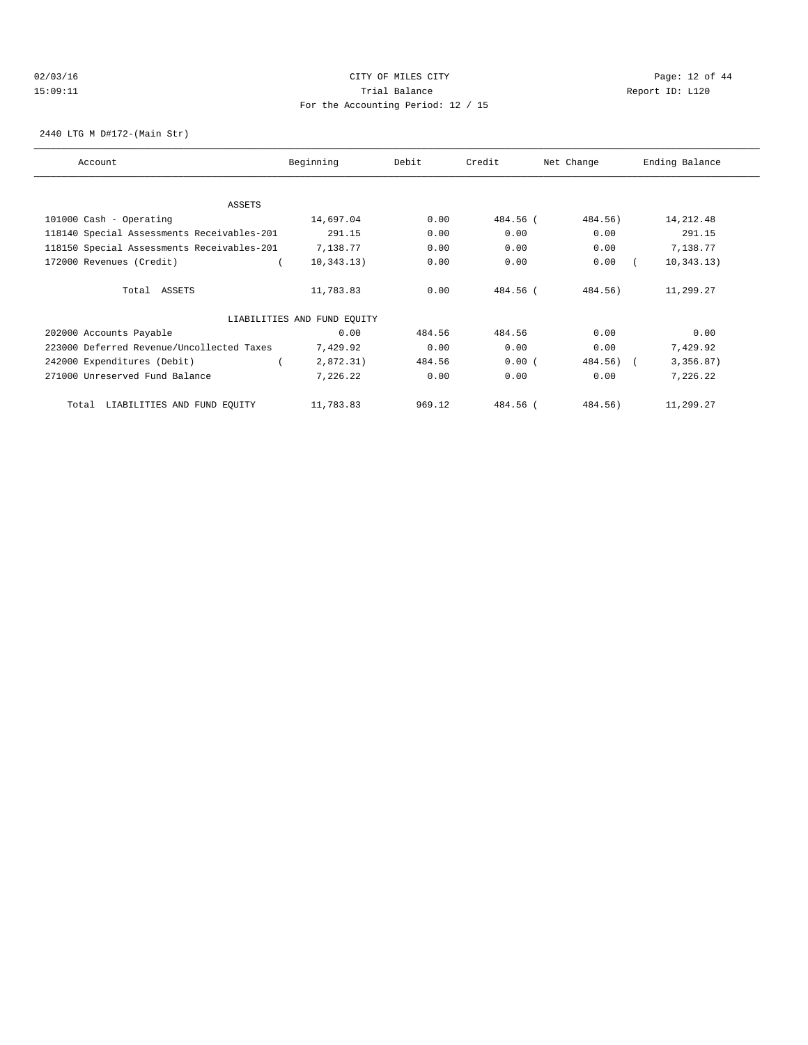02/03/16 CITY OF MILES CITY
15:09:11 Trial Balance Report ID: L120
For the Accounting Period: 12 / 15

2440 LTG M D#172-(Main Str)

| Account | Beginning | Debit | Credit | Net Change | Ending Balance |
|---|---|---|---|---|---|
| ASSETS | | | | | |
| 101000 Cash - Operating | 14,697.04 | 0.00 | 484.56 | (484.56) | 14,212.48 |
| 118140 Special Assessments Receivables-201 | 291.15 | 0.00 | 0.00 | 0.00 | 291.15 |
| 118150 Special Assessments Receivables-201 | 7,138.77 | 0.00 | 0.00 | 0.00 | 7,138.77 |
| 172000 Revenues (Credit) | (10,343.13) | 0.00 | 0.00 | 0.00 | (10,343.13) |
| Total ASSETS | 11,783.83 | 0.00 | 484.56 | (484.56) | 11,299.27 |
| LIABILITIES AND FUND EQUITY | | | | | |
| 202000 Accounts Payable | 0.00 | 484.56 | 484.56 | 0.00 | 0.00 |
| 223000 Deferred Revenue/Uncollected Taxes | 7,429.92 | 0.00 | 0.00 | 0.00 | 7,429.92 |
| 242000 Expenditures (Debit) | (2,872.31) | 484.56 | 0.00 | (484.56) | (3,356.87) |
| 271000 Unreserved Fund Balance | 7,226.22 | 0.00 | 0.00 | 0.00 | 7,226.22 |
| Total LIABILITIES AND FUND EQUITY | 11,783.83 | 969.12 | 484.56 | (484.56) | 11,299.27 |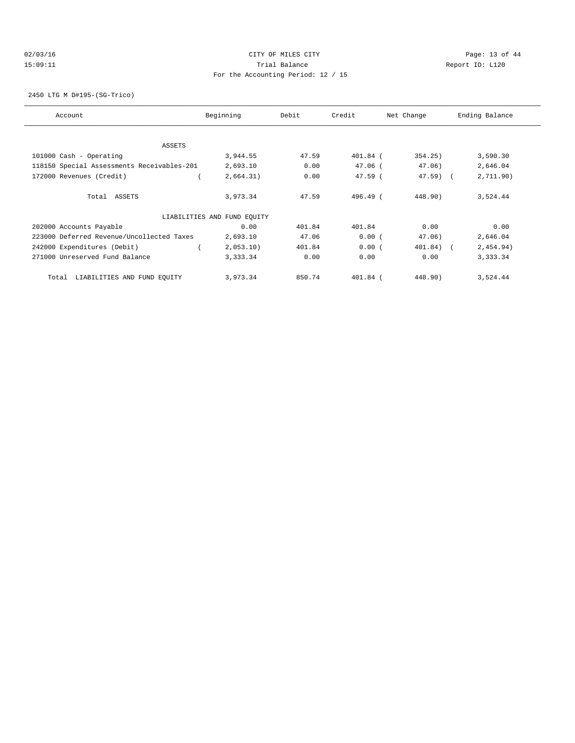CITY OF MILES CITY
Trial Balance
For the Accounting Period: 12 / 15

02/03/16
15:09:11

Report ID: L120

2450 LTG M D#195-(SG-Trico)

| Account | Beginning | Debit | Credit | Net Change | Ending Balance |
|---|---|---|---|---|---|
| ASSETS | | | | | |
| 101000 Cash - Operating | 3,944.55 | 47.59 | 401.84 | (354.25) | 3,590.30 |
| 118150 Special Assessments Receivables-201 | 2,693.10 | 0.00 | 47.06 | (47.06) | 2,646.04 |
| 172000 Revenues (Credit) | (2,664.31) | 0.00 | 47.59 | (47.59) | (2,711.90) |
| Total ASSETS | 3,973.34 | 47.59 | 496.49 | (448.90) | 3,524.44 |
| LIABILITIES AND FUND EQUITY | | | | | |
| 202000 Accounts Payable | 0.00 | 401.84 | 401.84 | 0.00 | 0.00 |
| 223000 Deferred Revenue/Uncollected Taxes | 2,693.10 | 47.06 | 0.00 | (47.06) | 2,646.04 |
| 242000 Expenditures (Debit) | (2,053.10) | 401.84 | 0.00 | (401.84) | (2,454.94) |
| 271000 Unreserved Fund Balance | 3,333.34 | 0.00 | 0.00 | 0.00 | 3,333.34 |
| Total LIABILITIES AND FUND EQUITY | 3,973.34 | 850.74 | 401.84 | (448.90) | 3,524.44 |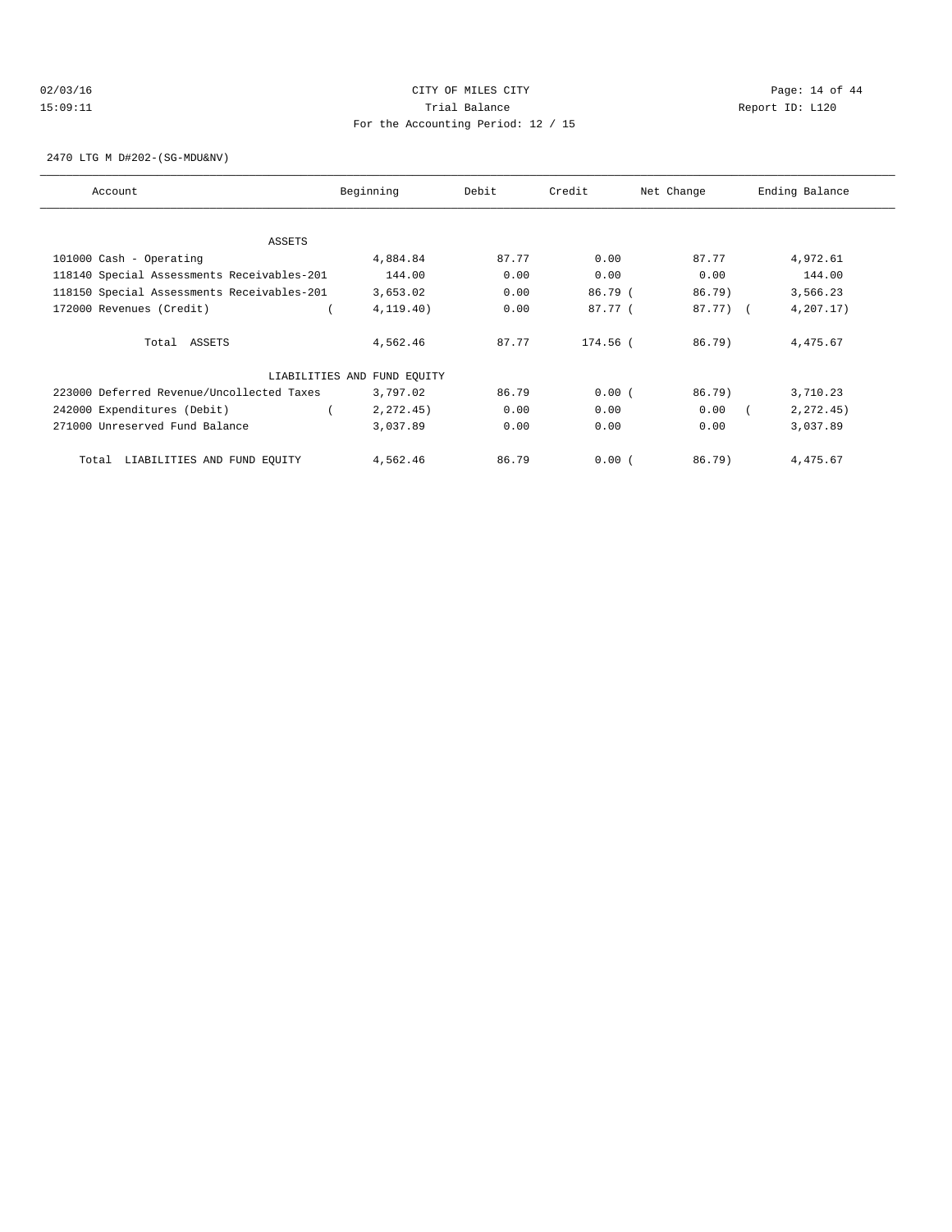CITY OF MILES CITY

Trial Balance

For the Accounting Period: 12 / 15

02/03/16
15:09:11

Report ID: L120

2470 LTG M D#202-(SG-MDU&NV)

| Account | Beginning | Debit | Credit | Net Change | Ending Balance |
|---|---|---|---|---|---|
| ASSETS | | | | | |
| 101000 Cash - Operating | 4,884.84 | 87.77 | 0.00 | 87.77 | 4,972.61 |
| 118140 Special Assessments Receivables-201 | 144.00 | 0.00 | 0.00 | 0.00 | 144.00 |
| 118150 Special Assessments Receivables-201 | 3,653.02 | 0.00 | 86.79 | ( 86.79) | 3,566.23 |
| 172000 Revenues (Credit) | ( 4,119.40) | 0.00 | 87.77 | ( 87.77) | ( 4,207.17) |
| Total ASSETS | 4,562.46 | 87.77 | 174.56 | ( 86.79) | 4,475.67 |
| LIABILITIES AND FUND EQUITY | | | | | |
| 223000 Deferred Revenue/Uncollected Taxes | 3,797.02 | 86.79 | 0.00 | ( 86.79) | 3,710.23 |
| 242000 Expenditures (Debit) | ( 2,272.45) | 0.00 | 0.00 | 0.00 | ( 2,272.45) |
| 271000 Unreserved Fund Balance | 3,037.89 | 0.00 | 0.00 | 0.00 | 3,037.89 |
| Total LIABILITIES AND FUND EQUITY | 4,562.46 | 86.79 | 0.00 | ( 86.79) | 4,475.67 |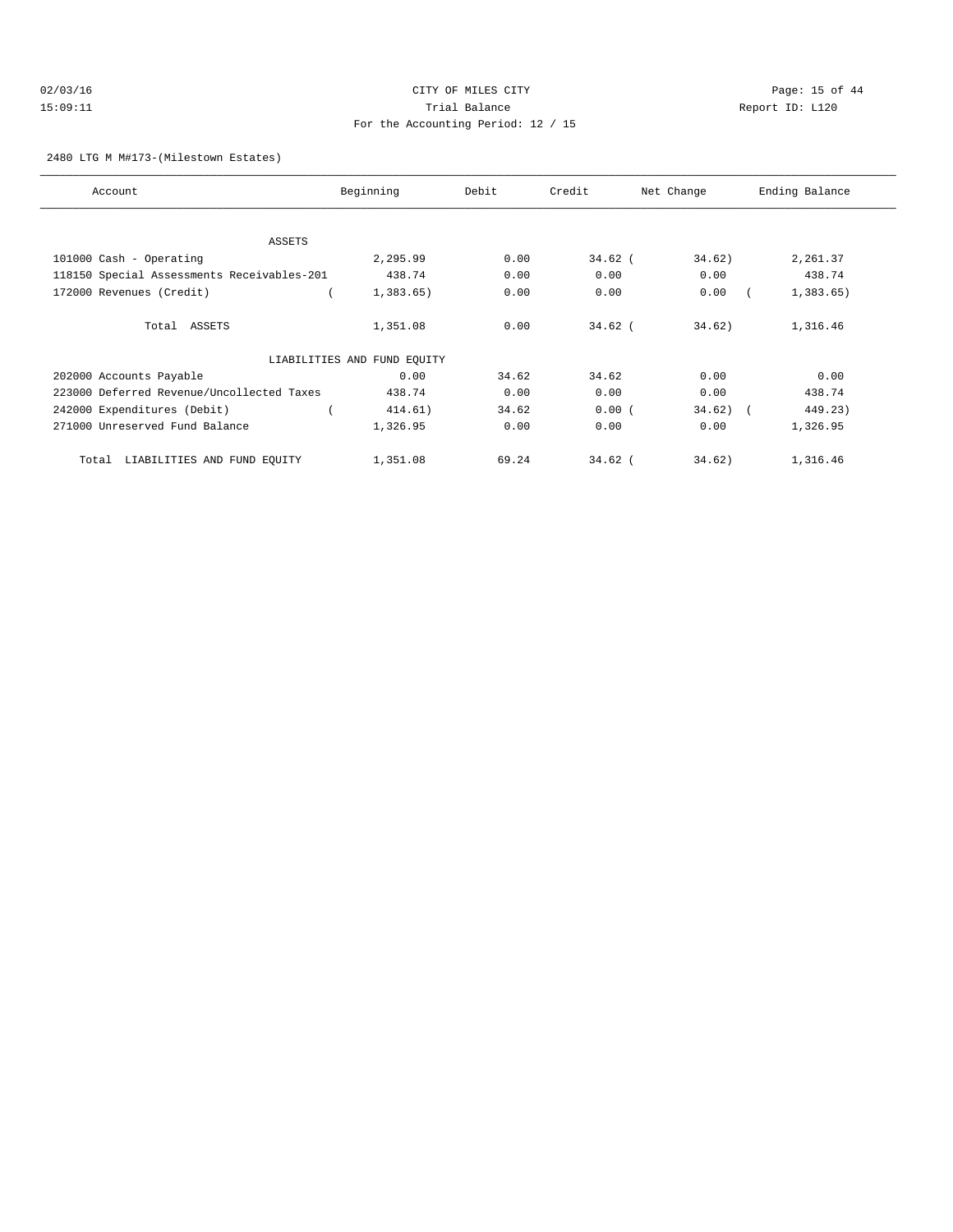CITY OF MILES CITY
Trial Balance
For the Accounting Period: 12 / 15

02/03/16
15:09:11

Report ID: L120

2480 LTG M M#173-(Milestown Estates)

| Account | Beginning | Debit | Credit | Net Change | Ending Balance |
|---|---|---|---|---|---|
| ASSETS | | | | | |
| 101000 Cash - Operating | 2,295.99 | 0.00 | 34.62 | ( 34.62) | 2,261.37 |
| 118150 Special Assessments Receivables-201 | 438.74 | 0.00 | 0.00 | 0.00 | 438.74 |
| 172000 Revenues (Credit) | ( 1,383.65) | 0.00 | 0.00 | 0.00 | ( 1,383.65) |
| Total ASSETS | 1,351.08 | 0.00 | 34.62 | ( 34.62) | 1,316.46 |
| LIABILITIES AND FUND EQUITY | | | | | |
| 202000 Accounts Payable | 0.00 | 34.62 | 34.62 | 0.00 | 0.00 |
| 223000 Deferred Revenue/Uncollected Taxes | 438.74 | 0.00 | 0.00 | 0.00 | 438.74 |
| 242000 Expenditures (Debit) | ( 414.61) | 34.62 | 0.00 | ( 34.62) | ( 449.23) |
| 271000 Unreserved Fund Balance | 1,326.95 | 0.00 | 0.00 | 0.00 | 1,326.95 |
| Total LIABILITIES AND FUND EQUITY | 1,351.08 | 69.24 | 34.62 | ( 34.62) | 1,316.46 |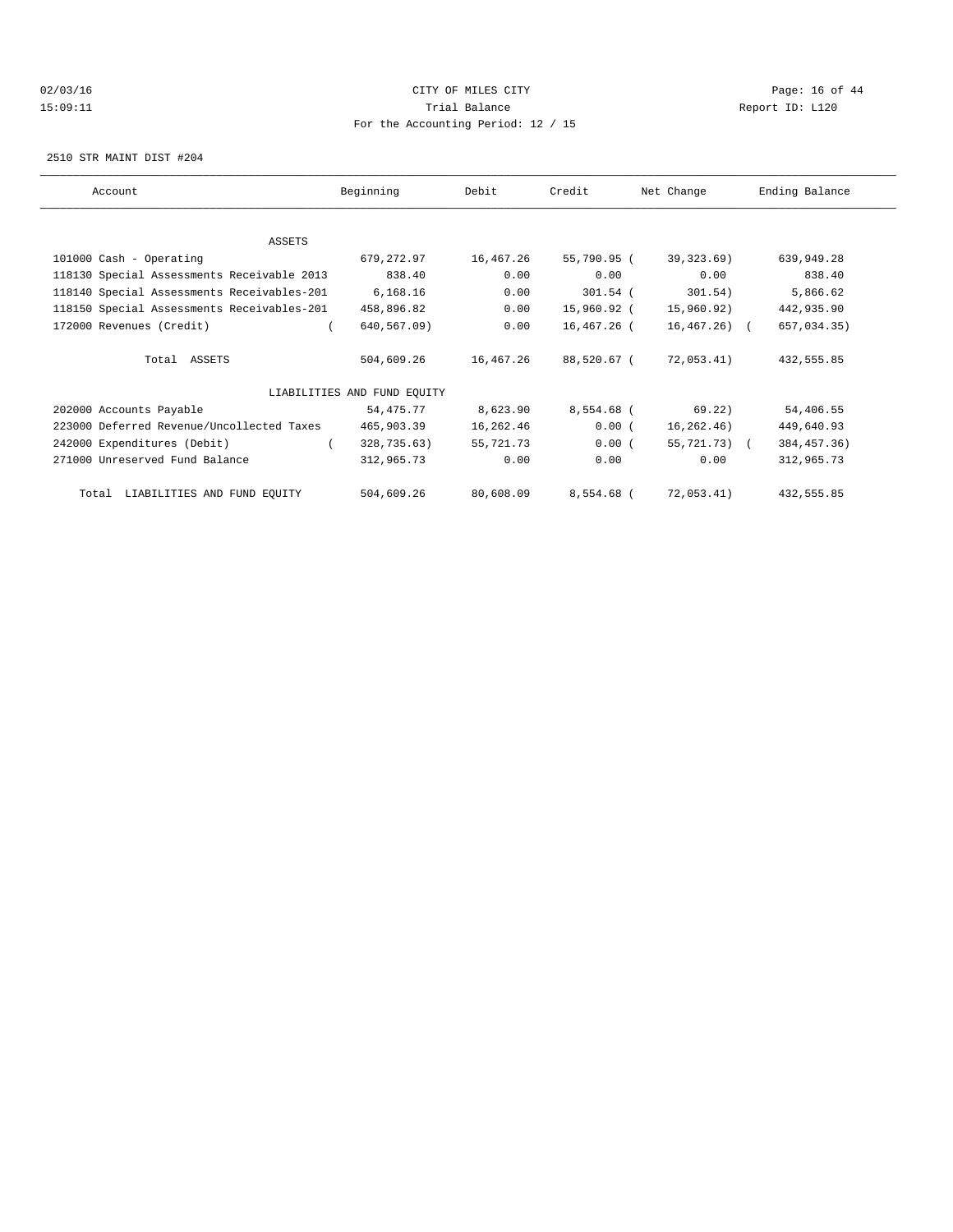CITY OF MILES CITY
Trial Balance
For the Accounting Period: 12 / 15

02/03/16
15:09:11

Report ID: L120

2510 STR MAINT DIST #204

| Account | Beginning | Debit | Credit | Net Change | Ending Balance |
|---|---|---|---|---|---|
| ASSETS | | | | | |
| 101000 Cash - Operating | 679,272.97 | 16,467.26 | 55,790.95 | ( 39,323.69) | 639,949.28 |
| 118130 Special Assessments Receivable 2013 | 838.40 | 0.00 | 0.00 | 0.00 | 838.40 |
| 118140 Special Assessments Receivables-201 | 6,168.16 | 0.00 | 301.54 | ( 301.54) | 5,866.62 |
| 118150 Special Assessments Receivables-201 | 458,896.82 | 0.00 | 15,960.92 | ( 15,960.92) | 442,935.90 |
| 172000 Revenues (Credit) | ( 640,567.09) | 0.00 | 16,467.26 | ( 16,467.26) | ( 657,034.35) |
| Total ASSETS | 504,609.26 | 16,467.26 | 88,520.67 | ( 72,053.41) | 432,555.85 |
| LIABILITIES AND FUND EQUITY | | | | | |
| 202000 Accounts Payable | 54,475.77 | 8,623.90 | 8,554.68 | ( 69.22) | 54,406.55 |
| 223000 Deferred Revenue/Uncollected Taxes | 465,903.39 | 16,262.46 | 0.00 | ( 16,262.46) | 449,640.93 |
| 242000 Expenditures (Debit) | ( 328,735.63) | 55,721.73 | 0.00 | ( 55,721.73) | ( 384,457.36) |
| 271000 Unreserved Fund Balance | 312,965.73 | 0.00 | 0.00 | 0.00 | 312,965.73 |
| Total LIABILITIES AND FUND EQUITY | 504,609.26 | 80,608.09 | 8,554.68 | ( 72,053.41) | 432,555.85 |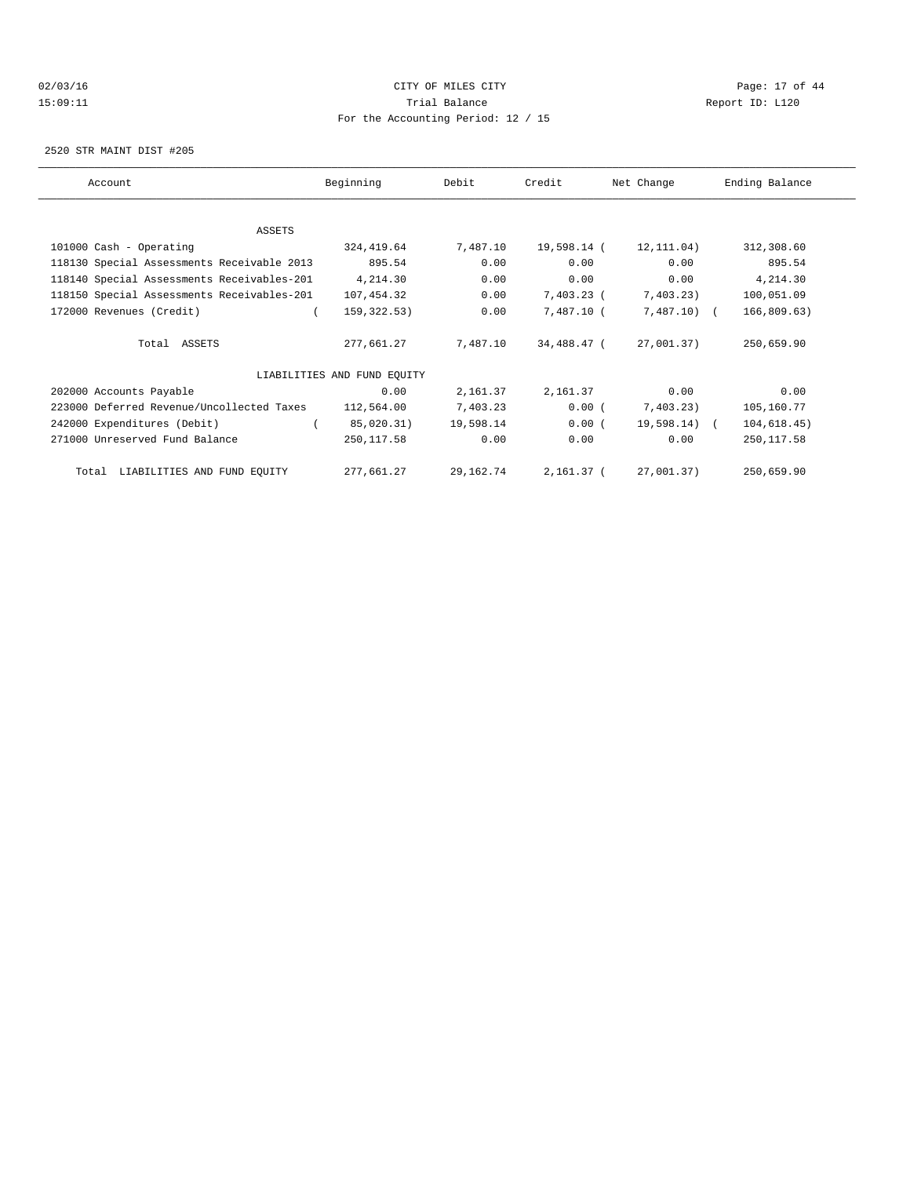02/03/16 CITY OF MILES CITY
15:09:11 Trial Balance Report ID: L120
For the Accounting Period: 12 / 15

2520 STR MAINT DIST #205

| Account | Beginning | Debit | Credit | Net Change | Ending Balance |
|---|---|---|---|---|---|
| ASSETS | | | | | |
| 101000 Cash - Operating | 324,419.64 | 7,487.10 | 19,598.14 | ( 12,111.04) | 312,308.60 |
| 118130 Special Assessments Receivable 2013 | 895.54 | 0.00 | 0.00 | 0.00 | 895.54 |
| 118140 Special Assessments Receivables-201 | 4,214.30 | 0.00 | 0.00 | 0.00 | 4,214.30 |
| 118150 Special Assessments Receivables-201 | 107,454.32 | 0.00 | 7,403.23 | ( 7,403.23) | 100,051.09 |
| 172000 Revenues (Credit) | ( 159,322.53) | 0.00 | 7,487.10 | ( 7,487.10) | ( 166,809.63) |
| Total ASSETS | 277,661.27 | 7,487.10 | 34,488.47 | ( 27,001.37) | 250,659.90 |
| LIABILITIES AND FUND EQUITY | | | | | |
| 202000 Accounts Payable | 0.00 | 2,161.37 | 2,161.37 | 0.00 | 0.00 |
| 223000 Deferred Revenue/Uncollected Taxes | 112,564.00 | 7,403.23 | 0.00 | ( 7,403.23) | 105,160.77 |
| 242000 Expenditures (Debit) | ( 85,020.31) | 19,598.14 | 0.00 | ( 19,598.14) | ( 104,618.45) |
| 271000 Unreserved Fund Balance | 250,117.58 | 0.00 | 0.00 | 0.00 | 250,117.58 |
| Total LIABILITIES AND FUND EQUITY | 277,661.27 | 29,162.74 | 2,161.37 | ( 27,001.37) | 250,659.90 |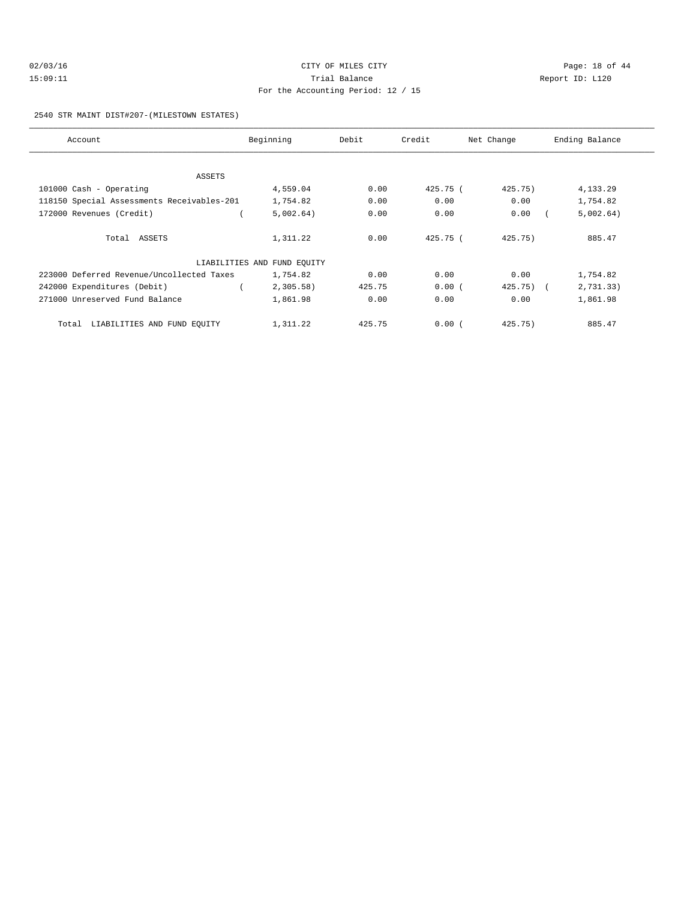CITY OF MILES CITY

Trial Balance

For the Accounting Period: 12 / 15

02/03/16 15:09:11 — Report ID: L120

2540 STR MAINT DIST#207-(MILESTOWN ESTATES)

| Account | Beginning | Debit | Credit | Net Change | Ending Balance |
|---|---|---|---|---|---|
| ASSETS | | | | | |
| 101000 Cash - Operating | 4,559.04 | 0.00 | 425.75 | ( 425.75) | 4,133.29 |
| 118150 Special Assessments Receivables-201 | 1,754.82 | 0.00 | 0.00 | 0.00 | 1,754.82 |
| 172000 Revenues (Credit) | ( 5,002.64) | 0.00 | 0.00 | 0.00 | ( 5,002.64) |
| Total ASSETS | 1,311.22 | 0.00 | 425.75 | ( 425.75) | 885.47 |
| LIABILITIES AND FUND EQUITY | | | | | |
| 223000 Deferred Revenue/Uncollected Taxes | 1,754.82 | 0.00 | 0.00 | 0.00 | 1,754.82 |
| 242000 Expenditures (Debit) | ( 2,305.58) | 425.75 | 0.00 | ( 425.75) | ( 2,731.33) |
| 271000 Unreserved Fund Balance | 1,861.98 | 0.00 | 0.00 | 0.00 | 1,861.98 |
| Total LIABILITIES AND FUND EQUITY | 1,311.22 | 425.75 | 0.00 | ( 425.75) | 885.47 |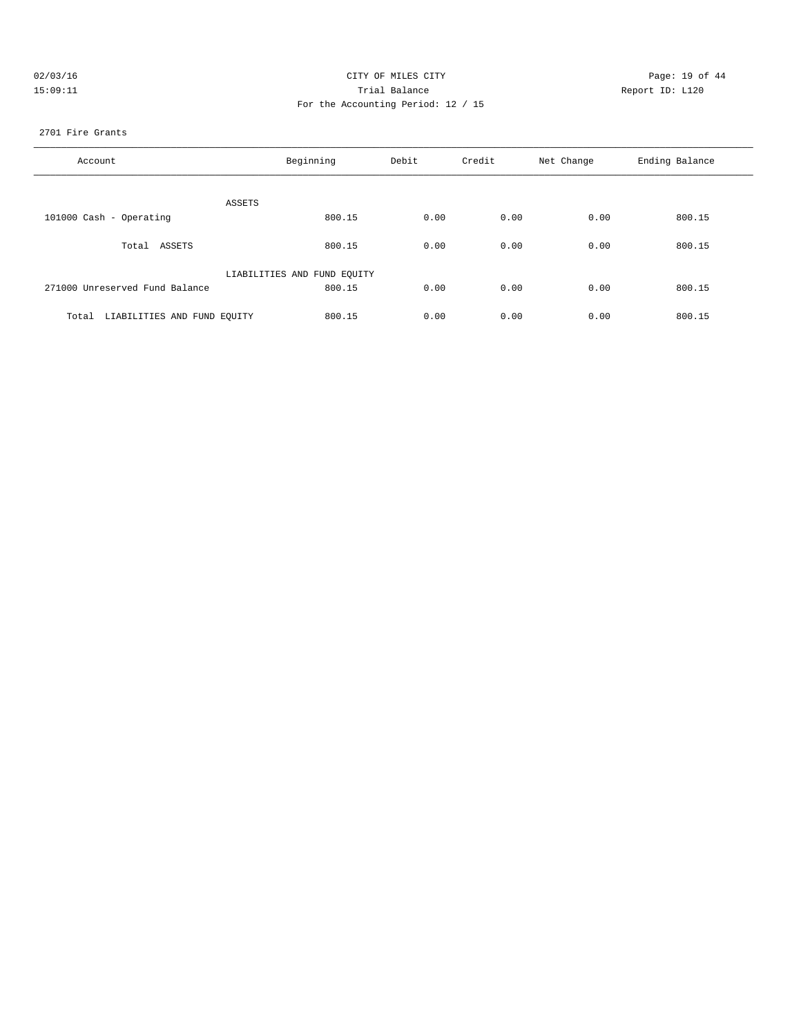CITY OF MILES CITY
Trial Balance
For the Accounting Period: 12 / 15

02/03/16
15:09:11

Report ID: L120

2701 Fire Grants

| Account | Beginning | Debit | Credit | Net Change | Ending Balance |
|---|---|---|---|---|---|
| ASSETS | | | | | |
| 101000 Cash - Operating | 800.15 | 0.00 | 0.00 | 0.00 | 800.15 |
| Total ASSETS | 800.15 | 0.00 | 0.00 | 0.00 | 800.15 |
| LIABILITIES AND FUND EQUITY | | | | | |
| 271000 Unreserved Fund Balance | 800.15 | 0.00 | 0.00 | 0.00 | 800.15 |
| Total LIABILITIES AND FUND EQUITY | 800.15 | 0.00 | 0.00 | 0.00 | 800.15 |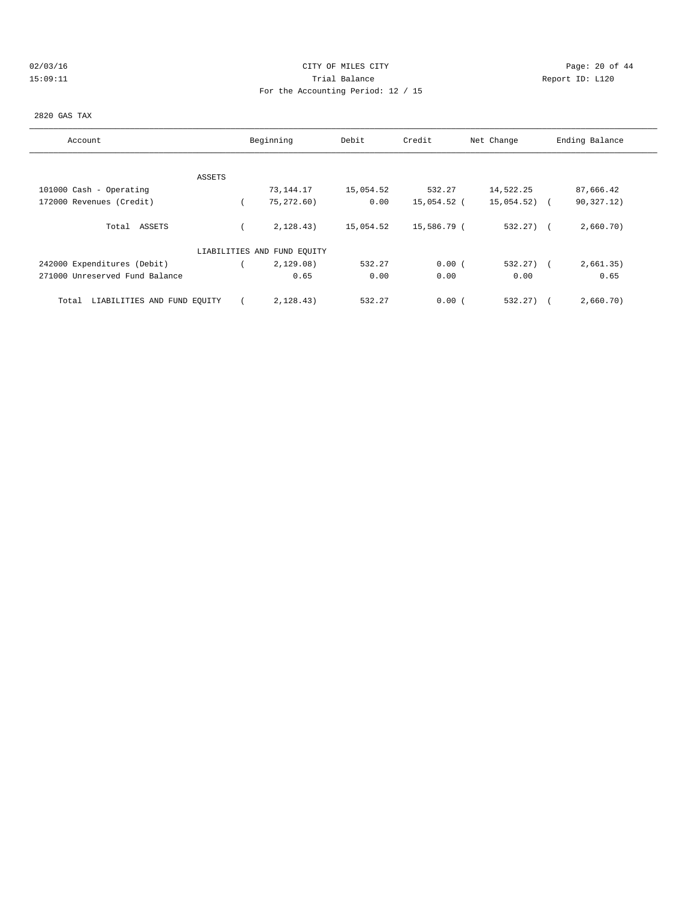# CITY OF MILES CITY

## Trial Balance

For the Accounting Period: 12 / 15

02/03/16 15:09:11 — Report ID: L120

2820 GAS TAX

| Account | Beginning | Debit | Credit | Net Change | Ending Balance |
|---|---|---|---|---|---|
| **ASSETS** | | | | | |
| 101000 Cash - Operating | 73,144.17 | 15,054.52 | 532.27 | 14,522.25 | 87,666.42 |
| 172000 Revenues (Credit) | (75,272.60) | 0.00 | 15,054.52 | (15,054.52) | (90,327.12) |
| Total ASSETS | (2,128.43) | 15,054.52 | 15,586.79 | (532.27) | (2,660.70) |
| **LIABILITIES AND FUND EQUITY** | | | | | |
| 242000 Expenditures (Debit) | (2,129.08) | 532.27 | 0.00 | (532.27) | (2,661.35) |
| 271000 Unreserved Fund Balance | 0.65 | 0.00 | 0.00 | 0.00 | 0.65 |
| Total LIABILITIES AND FUND EQUITY | (2,128.43) | 532.27 | 0.00 | (532.27) | (2,660.70) |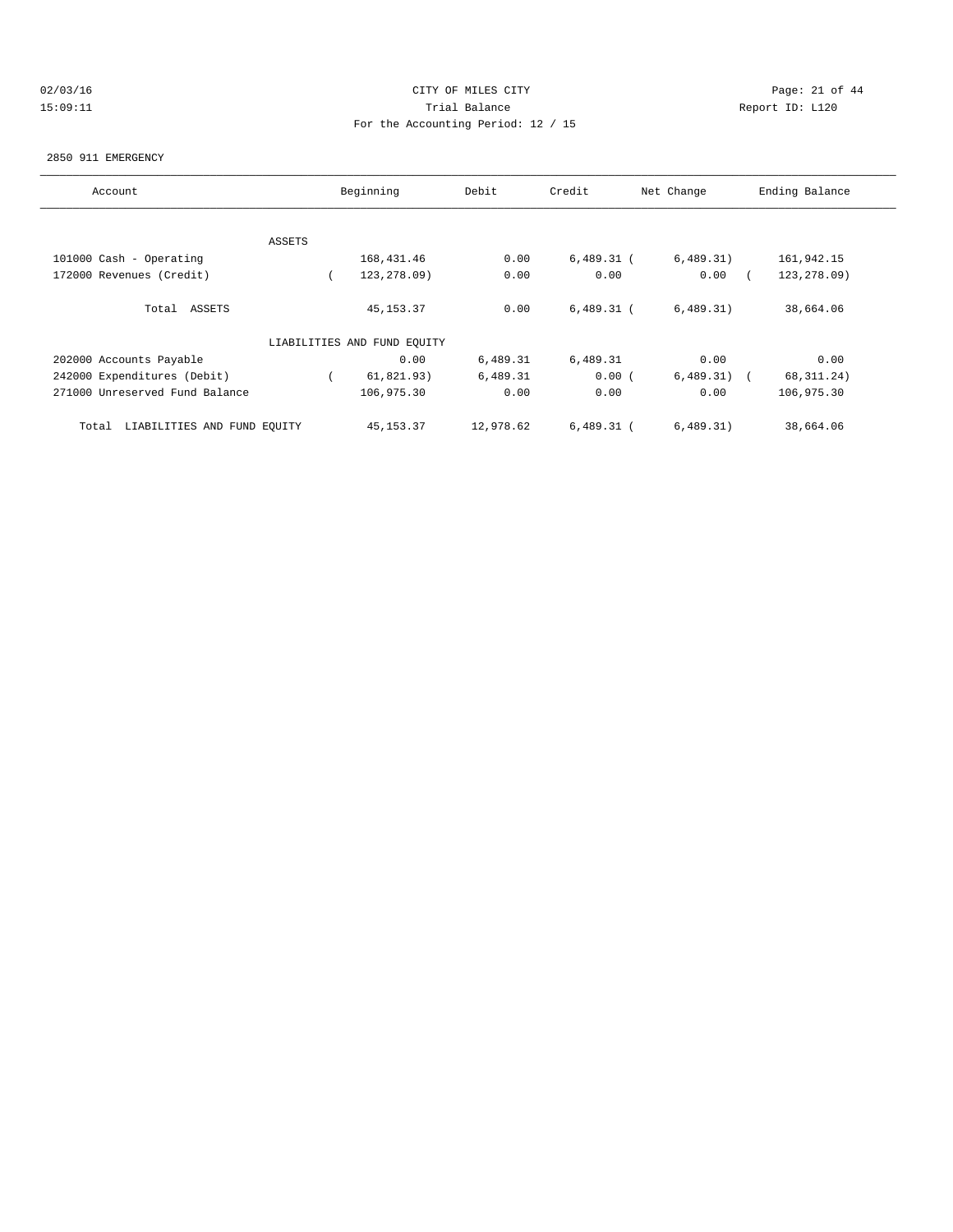CITY OF MILES CITY
Trial Balance
For the Accounting Period: 12 / 15

02/03/16
15:09:11

Report ID: L120

2850 911 EMERGENCY

| Account | Beginning | Debit | Credit | Net Change | Ending Balance |
|---|---|---|---|---|---|
| ASSETS | | | | | |
| 101000 Cash - Operating | 168,431.46 | 0.00 | 6,489.31 | ( 6,489.31) | 161,942.15 |
| 172000 Revenues (Credit) | ( 123,278.09) | 0.00 | 0.00 | 0.00 | ( 123,278.09) |
| Total ASSETS | 45,153.37 | 0.00 | 6,489.31 | ( 6,489.31) | 38,664.06 |
| LIABILITIES AND FUND EQUITY | | | | | |
| 202000 Accounts Payable | 0.00 | 6,489.31 | 6,489.31 | 0.00 | 0.00 |
| 242000 Expenditures (Debit) | ( 61,821.93) | 6,489.31 | 0.00 | ( 6,489.31) | ( 68,311.24) |
| 271000 Unreserved Fund Balance | 106,975.30 | 0.00 | 0.00 | 0.00 | 106,975.30 |
| Total LIABILITIES AND FUND EQUITY | 45,153.37 | 12,978.62 | 6,489.31 | ( 6,489.31) | 38,664.06 |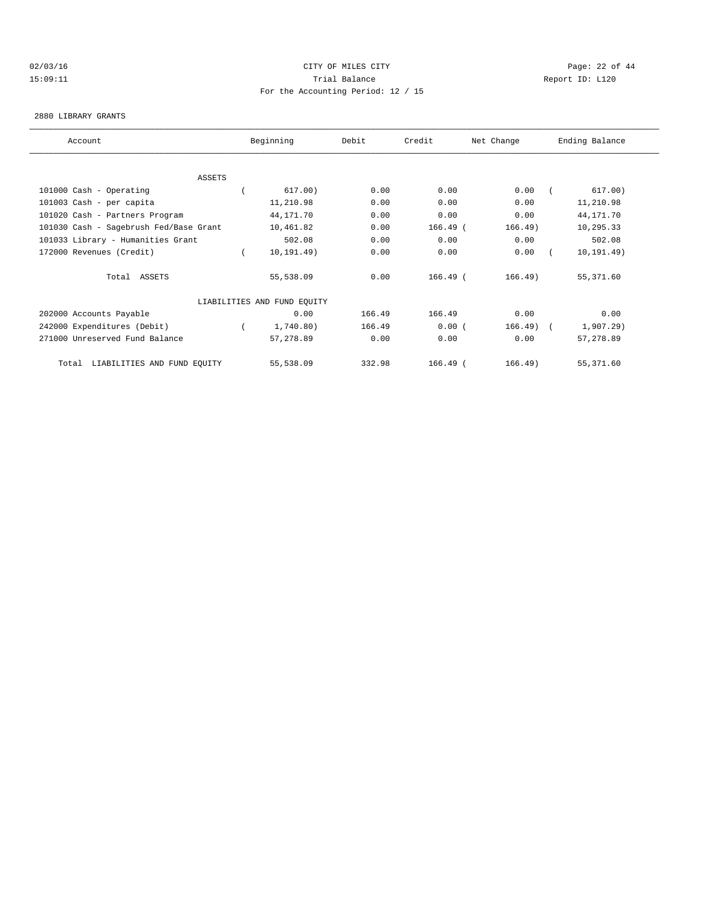CITY OF MILES CITY

Trial Balance

For the Accounting Period: 12 / 15

02/03/16 15:09:11 Report ID: L120

2880 LIBRARY GRANTS

| Account | Beginning | Debit | Credit | Net Change | Ending Balance |
|---|---|---|---|---|---|
| ASSETS | | | | | |
| 101000 Cash - Operating | ( 617.00) | 0.00 | 0.00 | 0.00 | ( 617.00) |
| 101003 Cash - per capita | 11,210.98 | 0.00 | 0.00 | 0.00 | 11,210.98 |
| 101020 Cash - Partners Program | 44,171.70 | 0.00 | 0.00 | 0.00 | 44,171.70 |
| 101030 Cash - Sagebrush Fed/Base Grant | 10,461.82 | 0.00 | 166.49 | ( 166.49) | 10,295.33 |
| 101033 Library - Humanities Grant | 502.08 | 0.00 | 0.00 | 0.00 | 502.08 |
| 172000 Revenues (Credit) | ( 10,191.49) | 0.00 | 0.00 | 0.00 | ( 10,191.49) |
| Total ASSETS | 55,538.09 | 0.00 | 166.49 | ( 166.49) | 55,371.60 |
| LIABILITIES AND FUND EQUITY | | | | | |
| 202000 Accounts Payable | 0.00 | 166.49 | 166.49 | 0.00 | 0.00 |
| 242000 Expenditures (Debit) | ( 1,740.80) | 166.49 | 0.00 | ( 166.49) | ( 1,907.29) |
| 271000 Unreserved Fund Balance | 57,278.89 | 0.00 | 0.00 | 0.00 | 57,278.89 |
| Total LIABILITIES AND FUND EQUITY | 55,538.09 | 332.98 | 166.49 | ( 166.49) | 55,371.60 |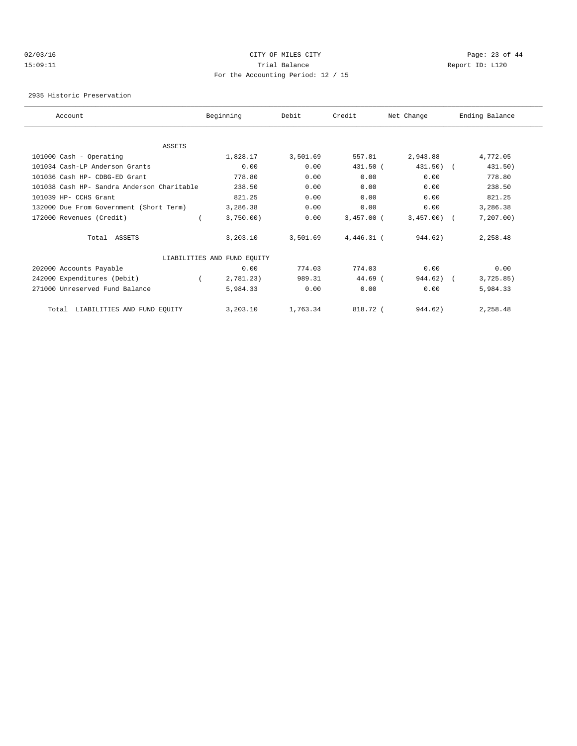CITY OF MILES CITY
Trial Balance
For the Accounting Period: 12 / 15

02/03/16 15:09:11 — Report ID: L120

2935 Historic Preservation

| Account | Beginning | Debit | Credit | Net Change | Ending Balance |
|---|---|---|---|---|---|
| ASSETS | | | | | |
| 101000 Cash - Operating | 1,828.17 | 3,501.69 | 557.81 | 2,943.88 | 4,772.05 |
| 101034 Cash-LP Anderson Grants | 0.00 | 0.00 | 431.50 | ( 431.50) | ( 431.50) |
| 101036 Cash HP- CDBG-ED Grant | 778.80 | 0.00 | 0.00 | 0.00 | 778.80 |
| 101038 Cash HP- Sandra Anderson Charitable | 238.50 | 0.00 | 0.00 | 0.00 | 238.50 |
| 101039 HP- CCHS Grant | 821.25 | 0.00 | 0.00 | 0.00 | 821.25 |
| 132000 Due From Government (Short Term) | 3,286.38 | 0.00 | 0.00 | 0.00 | 3,286.38 |
| 172000 Revenues (Credit) | ( 3,750.00) | 0.00 | 3,457.00 | ( 3,457.00) | ( 7,207.00) |
| Total ASSETS | 3,203.10 | 3,501.69 | 4,446.31 | ( 944.62) | 2,258.48 |
| LIABILITIES AND FUND EQUITY | | | | | |
| 202000 Accounts Payable | 0.00 | 774.03 | 774.03 | 0.00 | 0.00 |
| 242000 Expenditures (Debit) | ( 2,781.23) | 989.31 | 44.69 | ( 944.62) | ( 3,725.85) |
| 271000 Unreserved Fund Balance | 5,984.33 | 0.00 | 0.00 | 0.00 | 5,984.33 |
| Total LIABILITIES AND FUND EQUITY | 3,203.10 | 1,763.34 | 818.72 | ( 944.62) | 2,258.48 |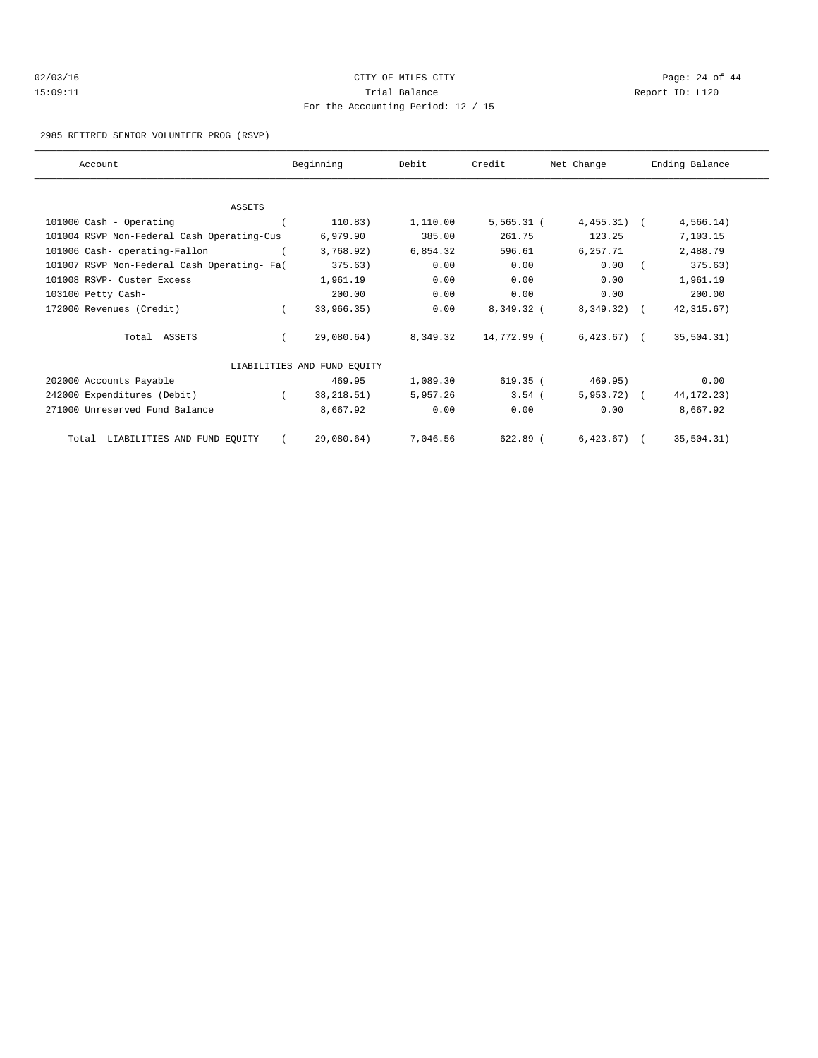CITY OF MILES CITY

Trial Balance

For the Accounting Period: 12 / 15

02/03/16 15:09:11 Report ID: L120

2985 RETIRED SENIOR VOLUNTEER PROG (RSVP)

| Account | Beginning | Debit | Credit | Net Change | Ending Balance |
|---|---|---|---|---|---|
| ASSETS | | | | | |
| 101000 Cash - Operating | ( 110.83) | 1,110.00 | 5,565.31 | ( 4,455.31) | ( 4,566.14) |
| 101004 RSVP Non-Federal Cash Operating-Cus | 6,979.90 | 385.00 | 261.75 | 123.25 | 7,103.15 |
| 101006 Cash- operating-Fallon | ( 3,768.92) | 6,854.32 | 596.61 | 6,257.71 | 2,488.79 |
| 101007 RSVP Non-Federal Cash Operating- Fa | ( 375.63) | 0.00 | 0.00 | 0.00 | ( 375.63) |
| 101008 RSVP- Custer Excess | 1,961.19 | 0.00 | 0.00 | 0.00 | 1,961.19 |
| 103100 Petty Cash- | 200.00 | 0.00 | 0.00 | 0.00 | 200.00 |
| 172000 Revenues (Credit) | ( 33,966.35) | 0.00 | 8,349.32 | ( 8,349.32) | ( 42,315.67) |
| Total ASSETS | ( 29,080.64) | 8,349.32 | 14,772.99 | ( 6,423.67) | ( 35,504.31) |
| LIABILITIES AND FUND EQUITY | | | | | |
| 202000 Accounts Payable | 469.95 | 1,089.30 | 619.35 | ( 469.95) | 0.00 |
| 242000 Expenditures (Debit) | ( 38,218.51) | 5,957.26 | 3.54 | ( 5,953.72) | ( 44,172.23) |
| 271000 Unreserved Fund Balance | 8,667.92 | 0.00 | 0.00 | 0.00 | 8,667.92 |
| Total LIABILITIES AND FUND EQUITY | ( 29,080.64) | 7,046.56 | 622.89 | ( 6,423.67) | ( 35,504.31) |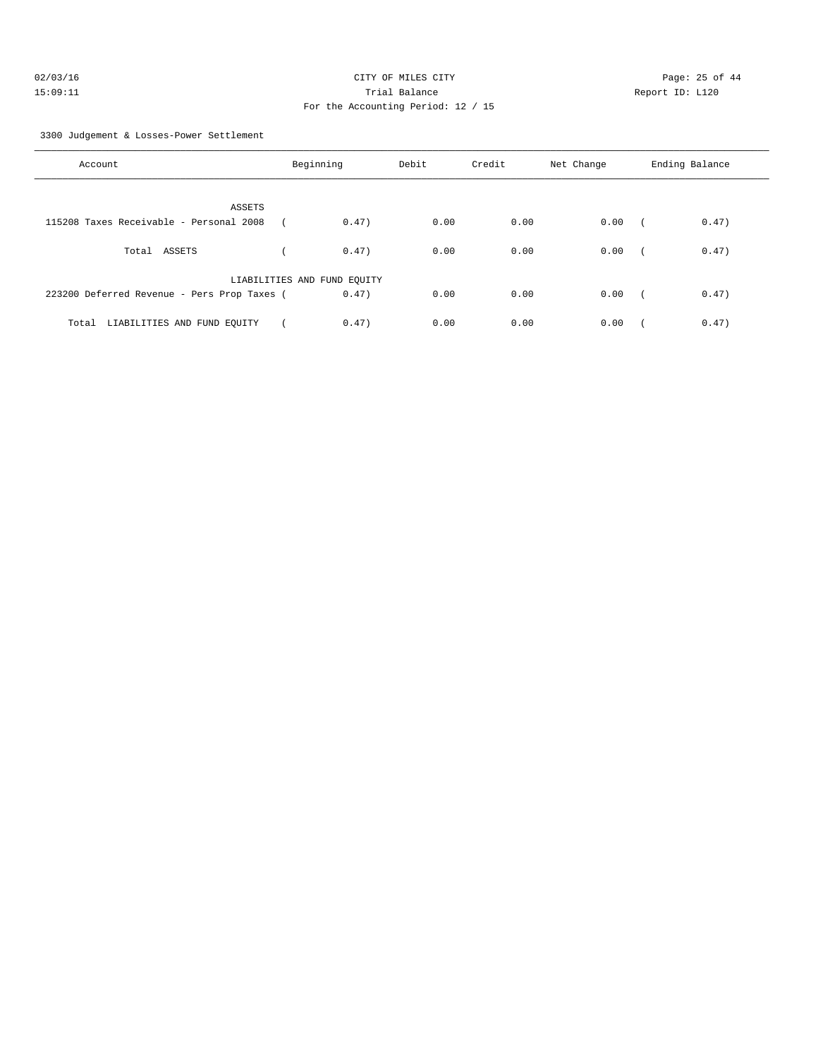CITY OF MILES CITY
Trial Balance
For the Accounting Period: 12 / 15

02/03/16
15:09:11

Report ID: L120

3300 Judgement & Losses-Power Settlement

| Account | Beginning | Debit | Credit | Net Change | Ending Balance |
|---|---|---|---|---|---|
| ASSETS | | | | | |
| 115208 Taxes Receivable - Personal 2008 | ( 0.47) | 0.00 | 0.00 | 0.00 | ( 0.47) |
| Total ASSETS | ( 0.47) | 0.00 | 0.00 | 0.00 | ( 0.47) |
| LIABILITIES AND FUND EQUITY | | | | | |
| 223200 Deferred Revenue - Pers Prop Taxes | ( 0.47) | 0.00 | 0.00 | 0.00 | ( 0.47) |
| Total LIABILITIES AND FUND EQUITY | ( 0.47) | 0.00 | 0.00 | 0.00 | ( 0.47) |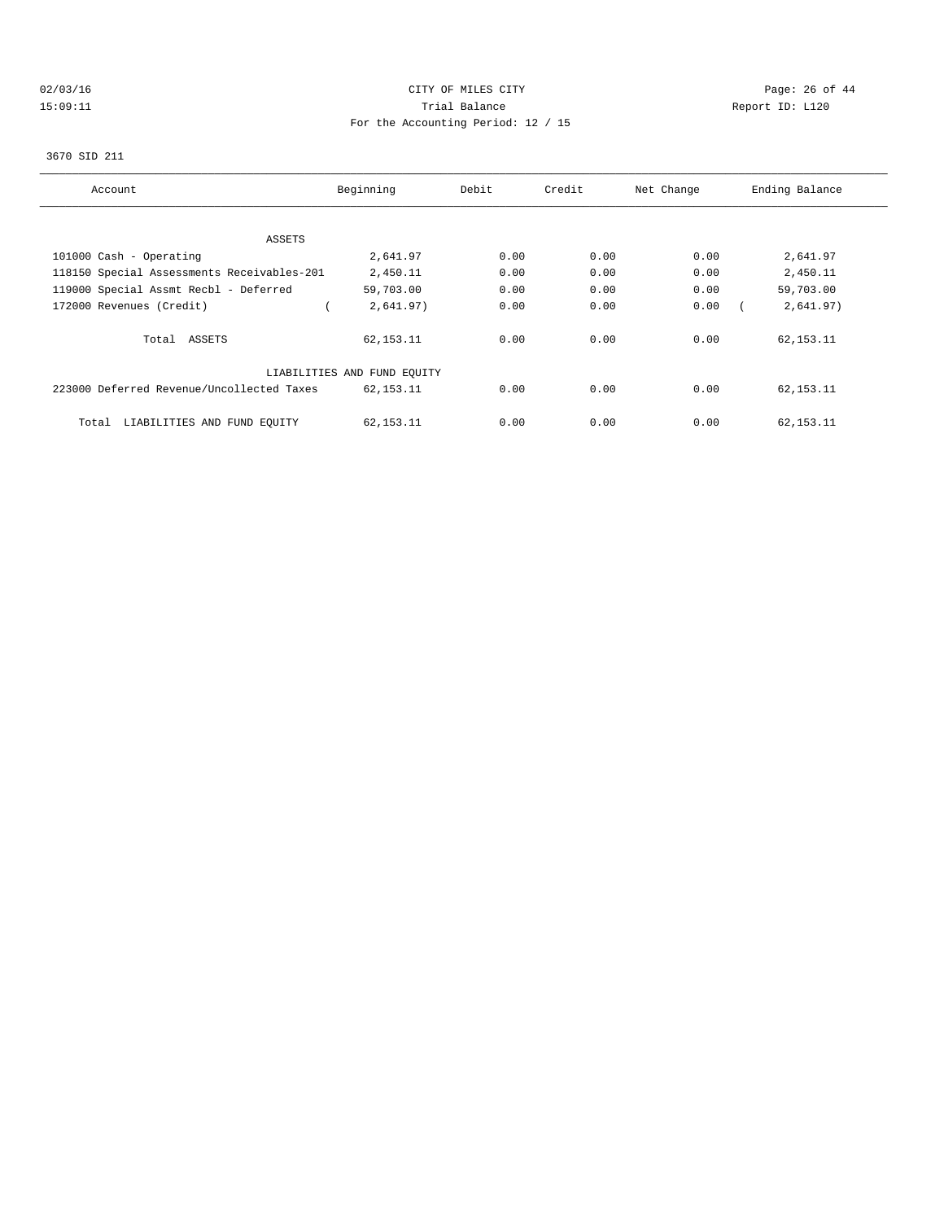CITY OF MILES CITY

Trial Balance

For the Accounting Period: 12 / 15

02/03/16 15:09:11 Report ID: L120

3670 SID 211

| Account | Beginning | Debit | Credit | Net Change | Ending Balance |
|---|---|---|---|---|---|
| ASSETS | | | | | |
| 101000 Cash - Operating | 2,641.97 | 0.00 | 0.00 | 0.00 | 2,641.97 |
| 118150 Special Assessments Receivables-201 | 2,450.11 | 0.00 | 0.00 | 0.00 | 2,450.11 |
| 119000 Special Assmt Recbl - Deferred | 59,703.00 | 0.00 | 0.00 | 0.00 | 59,703.00 |
| 172000 Revenues (Credit) | ( 2,641.97) | 0.00 | 0.00 | 0.00 | ( 2,641.97) |
| Total ASSETS | 62,153.11 | 0.00 | 0.00 | 0.00 | 62,153.11 |
| LIABILITIES AND FUND EQUITY | | | | | |
| 223000 Deferred Revenue/Uncollected Taxes | 62,153.11 | 0.00 | 0.00 | 0.00 | 62,153.11 |
| Total LIABILITIES AND FUND EQUITY | 62,153.11 | 0.00 | 0.00 | 0.00 | 62,153.11 |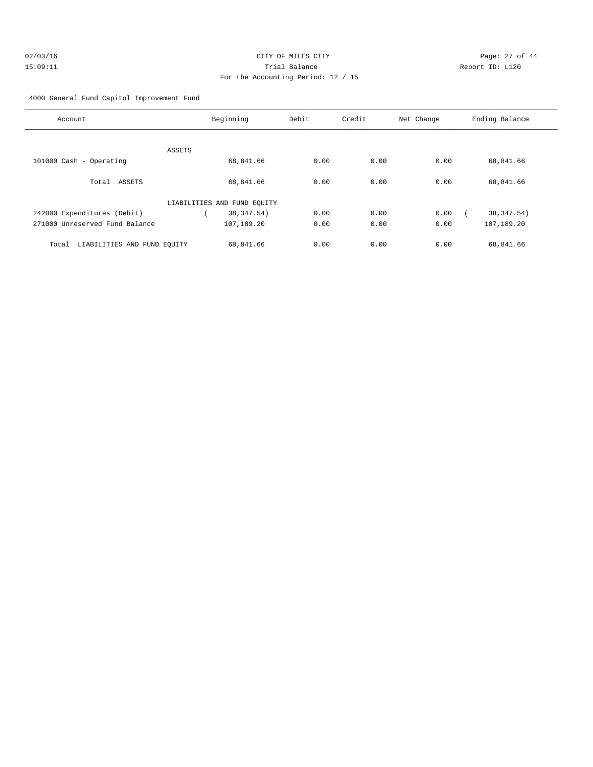CITY OF MILES CITY
Trial Balance
For the Accounting Period: 12 / 15

02/03/16
15:09:11

Report ID: L120

4000 General Fund Capitol Improvement Fund

| Account | Beginning | Debit | Credit | Net Change | Ending Balance |
|---|---|---|---|---|---|
| ASSETS | | | | | |
| 101000 Cash - Operating | 68,841.66 | 0.00 | 0.00 | 0.00 | 68,841.66 |
| Total ASSETS | 68,841.66 | 0.00 | 0.00 | 0.00 | 68,841.66 |
| LIABILITIES AND FUND EQUITY | | | | | |
| 242000 Expenditures (Debit) | ( 38,347.54) | 0.00 | 0.00 | 0.00 | ( 38,347.54) |
| 271000 Unreserved Fund Balance | 107,189.20 | 0.00 | 0.00 | 0.00 | 107,189.20 |
| Total LIABILITIES AND FUND EQUITY | 68,841.66 | 0.00 | 0.00 | 0.00 | 68,841.66 |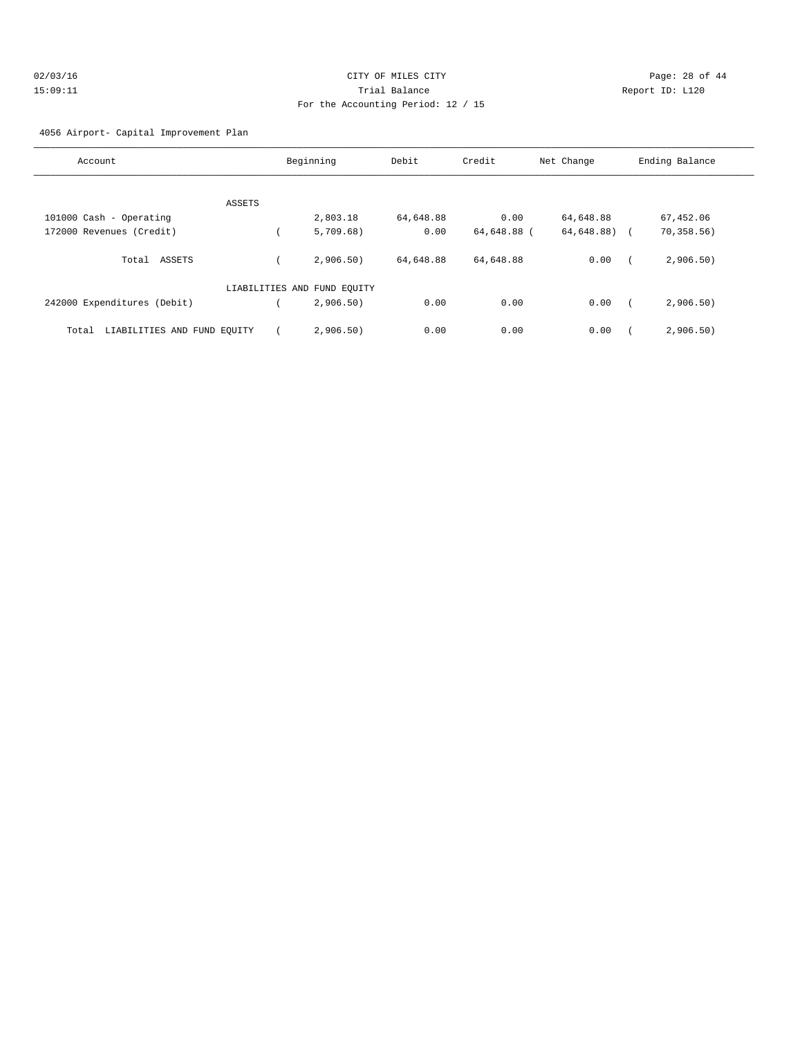CITY OF MILES CITY
Trial Balance
For the Accounting Period: 12 / 15

02/03/16
15:09:11

Report ID: L120

4056 Airport- Capital Improvement Plan

| Account | Beginning | Debit | Credit | Net Change | Ending Balance |
|---|---|---|---|---|---|
| ASSETS | | | | | |
| 101000 Cash - Operating | 2,803.18 | 64,648.88 | 0.00 | 64,648.88 | 67,452.06 |
| 172000 Revenues (Credit) | ( 5,709.68) | 0.00 | 64,648.88 | ( 64,648.88) | ( 70,358.56) |
| Total ASSETS | ( 2,906.50) | 64,648.88 | 64,648.88 | 0.00 | ( 2,906.50) |
| LIABILITIES AND FUND EQUITY | | | | | |
| 242000 Expenditures (Debit) | ( 2,906.50) | 0.00 | 0.00 | 0.00 | ( 2,906.50) |
| Total LIABILITIES AND FUND EQUITY | ( 2,906.50) | 0.00 | 0.00 | 0.00 | ( 2,906.50) |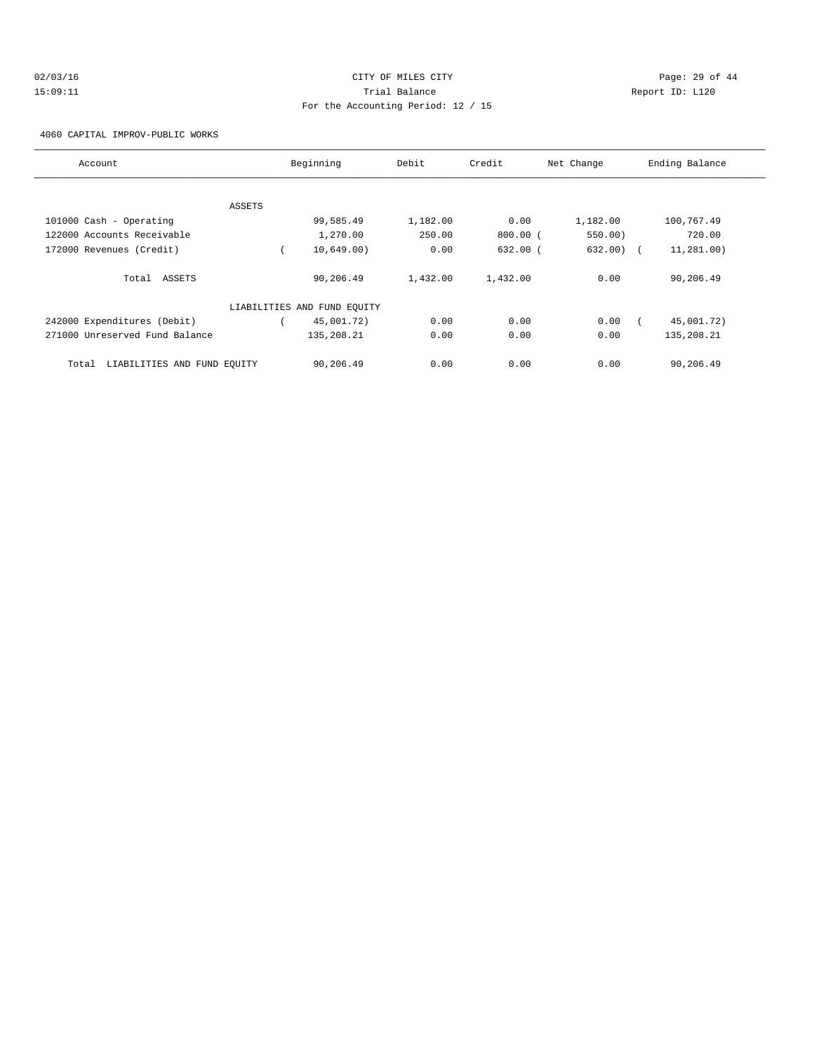CITY OF MILES CITY
Trial Balance
For the Accounting Period: 12 / 15

02/03/16
15:09:11

Report ID: L120

4060 CAPITAL IMPROV-PUBLIC WORKS

| Account | Beginning | Debit | Credit | Net Change | Ending Balance |
|---|---|---|---|---|---|
| ASSETS | | | | | |
| 101000 Cash - Operating | 99,585.49 | 1,182.00 | 0.00 | 1,182.00 | 100,767.49 |
| 122000 Accounts Receivable | 1,270.00 | 250.00 | 800.00 | ( 550.00) | 720.00 |
| 172000 Revenues (Credit) | ( 10,649.00) | 0.00 | 632.00 | ( 632.00) | ( 11,281.00) |
| Total ASSETS | 90,206.49 | 1,432.00 | 1,432.00 | 0.00 | 90,206.49 |
| LIABILITIES AND FUND EQUITY | | | | | |
| 242000 Expenditures (Debit) | ( 45,001.72) | 0.00 | 0.00 | 0.00 | ( 45,001.72) |
| 271000 Unreserved Fund Balance | 135,208.21 | 0.00 | 0.00 | 0.00 | 135,208.21 |
| Total LIABILITIES AND FUND EQUITY | 90,206.49 | 0.00 | 0.00 | 0.00 | 90,206.49 |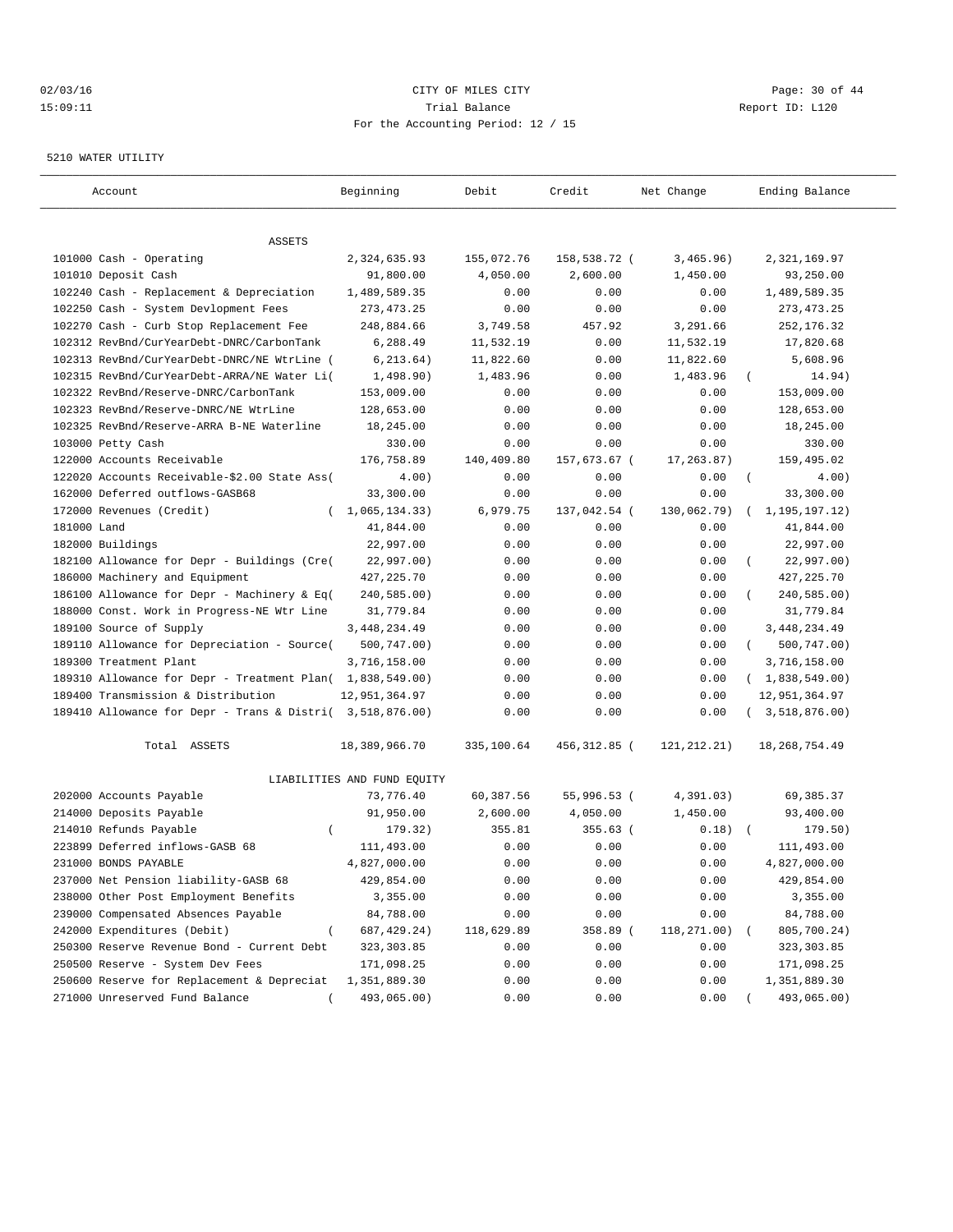CITY OF MILES CITY

Trial Balance

For the Accounting Period: 12 / 15

02/03/16 15:09:11 — Report ID: L120

5210 WATER UTILITY

| Account | Beginning | Debit | Credit | Net Change | Ending Balance |
|---|---|---|---|---|---|
| ASSETS | | | | | |
| 101000 Cash - Operating | 2,324,635.93 | 155,072.76 | 158,538.72 | ( 3,465.96) | 2,321,169.97 |
| 101010 Deposit Cash | 91,800.00 | 4,050.00 | 2,600.00 | 1,450.00 | 93,250.00 |
| 102240 Cash - Replacement & Depreciation | 1,489,589.35 | 0.00 | 0.00 | 0.00 | 1,489,589.35 |
| 102250 Cash - System Devlopment Fees | 273,473.25 | 0.00 | 0.00 | 0.00 | 273,473.25 |
| 102270 Cash - Curb Stop Replacement Fee | 248,884.66 | 3,749.58 | 457.92 | 3,291.66 | 252,176.32 |
| 102312 RevBnd/CurYearDebt-DNRC/CarbonTank | 6,288.49 | 11,532.19 | 0.00 | 11,532.19 | 17,820.68 |
| 102313 RevBnd/CurYearDebt-DNRC/NE WtrLine | ( 6,213.64) | 11,822.60 | 0.00 | 11,822.60 | 5,608.96 |
| 102315 RevBnd/CurYearDebt-ARRA/NE Water Li | ( 1,498.90) | 1,483.96 | 0.00 | 1,483.96 | ( 14.94) |
| 102322 RevBnd/Reserve-DNRC/CarbonTank | 153,009.00 | 0.00 | 0.00 | 0.00 | 153,009.00 |
| 102323 RevBnd/Reserve-DNRC/NE WtrLine | 128,653.00 | 0.00 | 0.00 | 0.00 | 128,653.00 |
| 102325 RevBnd/Reserve-ARRA B-NE Waterline | 18,245.00 | 0.00 | 0.00 | 0.00 | 18,245.00 |
| 103000 Petty Cash | 330.00 | 0.00 | 0.00 | 0.00 | 330.00 |
| 122000 Accounts Receivable | 176,758.89 | 140,409.80 | 157,673.67 | ( 17,263.87) | 159,495.02 |
| 122020 Accounts Receivable-$2.00 State Ass | ( 4.00) | 0.00 | 0.00 | 0.00 | ( 4.00) |
| 162000 Deferred outflows-GASB68 | 33,300.00 | 0.00 | 0.00 | 0.00 | 33,300.00 |
| 172000 Revenues (Credit) | ( 1,065,134.33) | 6,979.75 | 137,042.54 | ( 130,062.79) | ( 1,195,197.12) |
| 181000 Land | 41,844.00 | 0.00 | 0.00 | 0.00 | 41,844.00 |
| 182000 Buildings | 22,997.00 | 0.00 | 0.00 | 0.00 | 22,997.00 |
| 182100 Allowance for Depr - Buildings (Cre | ( 22,997.00) | 0.00 | 0.00 | 0.00 | ( 22,997.00) |
| 186000 Machinery and Equipment | 427,225.70 | 0.00 | 0.00 | 0.00 | 427,225.70 |
| 186100 Allowance for Depr - Machinery & Eq | ( 240,585.00) | 0.00 | 0.00 | 0.00 | ( 240,585.00) |
| 188000 Const. Work in Progress-NE Wtr Line | 31,779.84 | 0.00 | 0.00 | 0.00 | 31,779.84 |
| 189100 Source of Supply | 3,448,234.49 | 0.00 | 0.00 | 0.00 | 3,448,234.49 |
| 189110 Allowance for Depreciation - Source | ( 500,747.00) | 0.00 | 0.00 | 0.00 | ( 500,747.00) |
| 189300 Treatment Plant | 3,716,158.00 | 0.00 | 0.00 | 0.00 | 3,716,158.00 |
| 189310 Allowance for Depr - Treatment Plan | ( 1,838,549.00) | 0.00 | 0.00 | 0.00 | ( 1,838,549.00) |
| 189400 Transmission & Distribution | 12,951,364.97 | 0.00 | 0.00 | 0.00 | 12,951,364.97 |
| 189410 Allowance for Depr - Trans & Distri | ( 3,518,876.00) | 0.00 | 0.00 | 0.00 | ( 3,518,876.00) |
| Total ASSETS | 18,389,966.70 | 335,100.64 | 456,312.85 | ( 121,212.21) | 18,268,754.49 |
| LIABILITIES AND FUND EQUITY | | | | | |
| 202000 Accounts Payable | 73,776.40 | 60,387.56 | 55,996.53 | ( 4,391.03) | 69,385.37 |
| 214000 Deposits Payable | 91,950.00 | 2,600.00 | 4,050.00 | 1,450.00 | 93,400.00 |
| 214010 Refunds Payable | ( 179.32) | 355.81 | 355.63 | ( 0.18) | ( 179.50) |
| 223899 Deferred inflows-GASB 68 | 111,493.00 | 0.00 | 0.00 | 0.00 | 111,493.00 |
| 231000 BONDS PAYABLE | 4,827,000.00 | 0.00 | 0.00 | 0.00 | 4,827,000.00 |
| 237000 Net Pension liability-GASB 68 | 429,854.00 | 0.00 | 0.00 | 0.00 | 429,854.00 |
| 238000 Other Post Employment Benefits | 3,355.00 | 0.00 | 0.00 | 0.00 | 3,355.00 |
| 239000 Compensated Absences Payable | 84,788.00 | 0.00 | 0.00 | 0.00 | 84,788.00 |
| 242000 Expenditures (Debit) | ( 687,429.24) | 118,629.89 | 358.89 | ( 118,271.00) | ( 805,700.24) |
| 250300 Reserve Revenue Bond - Current Debt | 323,303.85 | 0.00 | 0.00 | 0.00 | 323,303.85 |
| 250500 Reserve - System Dev Fees | 171,098.25 | 0.00 | 0.00 | 0.00 | 171,098.25 |
| 250600 Reserve for Replacement & Depreciat | 1,351,889.30 | 0.00 | 0.00 | 0.00 | 1,351,889.30 |
| 271000 Unreserved Fund Balance | ( 493,065.00) | 0.00 | 0.00 | 0.00 | ( 493,065.00) |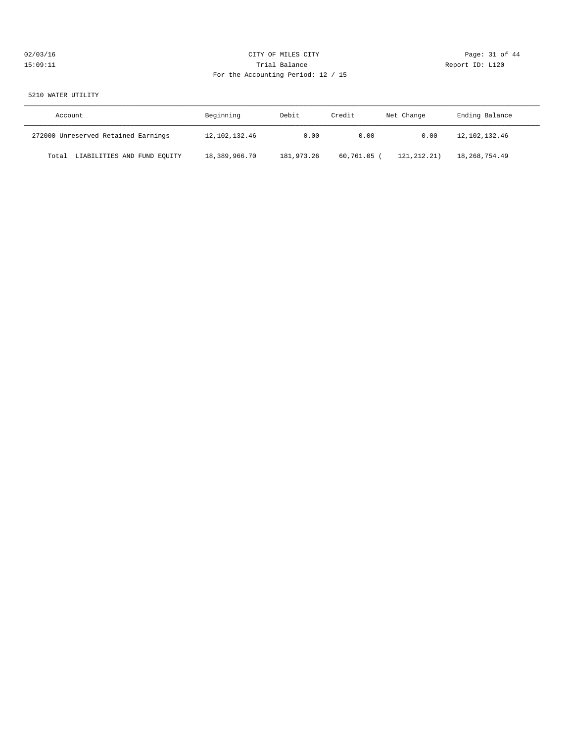5210 WATER UTILITY

| Account | Beginning | Debit | Credit | Net Change | Ending Balance |
|---|---|---|---|---|---|
| 272000 Unreserved Retained Earnings | 12,102,132.46 | 0.00 | 0.00 | 0.00 | 12,102,132.46 |
| Total LIABILITIES AND FUND EQUITY | 18,389,966.70 | 181,973.26 | 60,761.05 | ( 121,212.21) | 18,268,754.49 |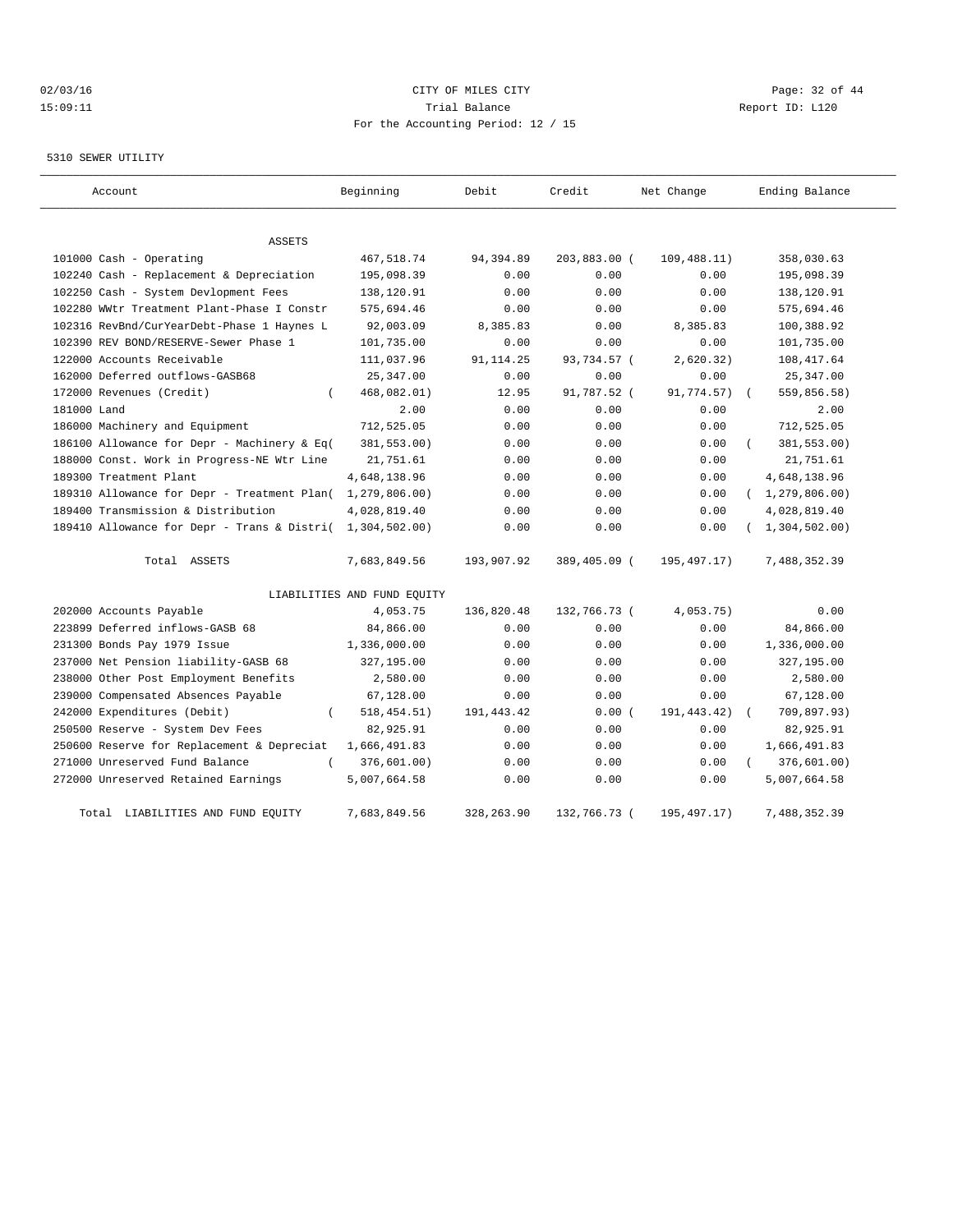CITY OF MILES CITY
Trial Balance
For the Accounting Period: 12 / 15

02/03/16
15:09:11

Report ID: L120

5310 SEWER UTILITY

| Account | Beginning | Debit | Credit | Net Change | Ending Balance |
|---|---|---|---|---|---|
| ASSETS | | | | | |
| 101000 Cash - Operating | 467,518.74 | 94,394.89 | 203,883.00 | ( 109,488.11) | 358,030.63 |
| 102240 Cash - Replacement & Depreciation | 195,098.39 | 0.00 | 0.00 | 0.00 | 195,098.39 |
| 102250 Cash - System Devlopment Fees | 138,120.91 | 0.00 | 0.00 | 0.00 | 138,120.91 |
| 102280 WWtr Treatment Plant-Phase I Constr | 575,694.46 | 0.00 | 0.00 | 0.00 | 575,694.46 |
| 102316 RevBnd/CurYearDebt-Phase 1 Haynes L | 92,003.09 | 8,385.83 | 0.00 | 8,385.83 | 100,388.92 |
| 102390 REV BOND/RESERVE-Sewer Phase 1 | 101,735.00 | 0.00 | 0.00 | 0.00 | 101,735.00 |
| 122000 Accounts Receivable | 111,037.96 | 91,114.25 | 93,734.57 | ( 2,620.32) | 108,417.64 |
| 162000 Deferred outflows-GASB68 | 25,347.00 | 0.00 | 0.00 | 0.00 | 25,347.00 |
| 172000 Revenues (Credit) | ( 468,082.01) | 12.95 | 91,787.52 | ( 91,774.57) | ( 559,856.58) |
| 181000 Land | 2.00 | 0.00 | 0.00 | 0.00 | 2.00 |
| 186000 Machinery and Equipment | 712,525.05 | 0.00 | 0.00 | 0.00 | 712,525.05 |
| 186100 Allowance for Depr - Machinery & Eq | ( 381,553.00) | 0.00 | 0.00 | 0.00 | ( 381,553.00) |
| 188000 Const. Work in Progress-NE Wtr Line | 21,751.61 | 0.00 | 0.00 | 0.00 | 21,751.61 |
| 189300 Treatment Plant | 4,648,138.96 | 0.00 | 0.00 | 0.00 | 4,648,138.96 |
| 189310 Allowance for Depr - Treatment Plan | ( 1,279,806.00) | 0.00 | 0.00 | 0.00 | ( 1,279,806.00) |
| 189400 Transmission & Distribution | 4,028,819.40 | 0.00 | 0.00 | 0.00 | 4,028,819.40 |
| 189410 Allowance for Depr - Trans & Distri | ( 1,304,502.00) | 0.00 | 0.00 | 0.00 | ( 1,304,502.00) |
| Total ASSETS | 7,683,849.56 | 193,907.92 | 389,405.09 | ( 195,497.17) | 7,488,352.39 |
| LIABILITIES AND FUND EQUITY | | | | | |
| 202000 Accounts Payable | 4,053.75 | 136,820.48 | 132,766.73 | ( 4,053.75) | 0.00 |
| 223899 Deferred inflows-GASB 68 | 84,866.00 | 0.00 | 0.00 | 0.00 | 84,866.00 |
| 231300 Bonds Pay 1979 Issue | 1,336,000.00 | 0.00 | 0.00 | 0.00 | 1,336,000.00 |
| 237000 Net Pension liability-GASB 68 | 327,195.00 | 0.00 | 0.00 | 0.00 | 327,195.00 |
| 238000 Other Post Employment Benefits | 2,580.00 | 0.00 | 0.00 | 0.00 | 2,580.00 |
| 239000 Compensated Absences Payable | 67,128.00 | 0.00 | 0.00 | 0.00 | 67,128.00 |
| 242000 Expenditures (Debit) | ( 518,454.51) | 191,443.42 | 0.00 | ( 191,443.42) | ( 709,897.93) |
| 250500 Reserve - System Dev Fees | 82,925.91 | 0.00 | 0.00 | 0.00 | 82,925.91 |
| 250600 Reserve for Replacement & Depreciat | 1,666,491.83 | 0.00 | 0.00 | 0.00 | 1,666,491.83 |
| 271000 Unreserved Fund Balance | ( 376,601.00) | 0.00 | 0.00 | 0.00 | ( 376,601.00) |
| 272000 Unreserved Retained Earnings | 5,007,664.58 | 0.00 | 0.00 | 0.00 | 5,007,664.58 |
| Total LIABILITIES AND FUND EQUITY | 7,683,849.56 | 328,263.90 | 132,766.73 | ( 195,497.17) | 7,488,352.39 |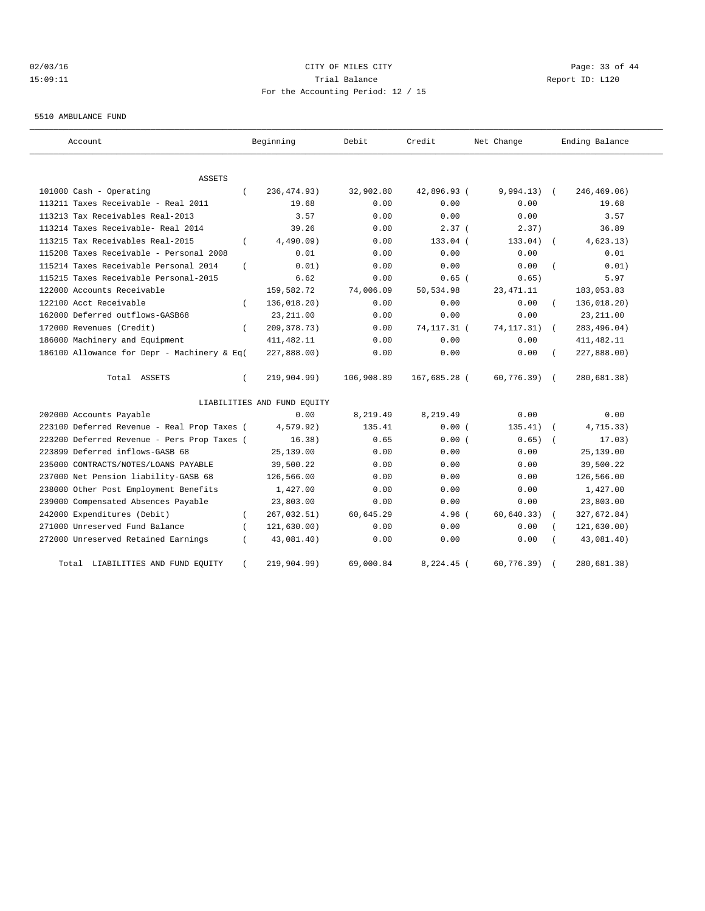02/03/16 CITY OF MILES CITY
15:09:11 Trial Balance Report ID: L120
For the Accounting Period: 12 / 15

5510 AMBULANCE FUND

| Account | Beginning | Debit | Credit | Net Change | Ending Balance |
|---|---|---|---|---|---|
| ASSETS | | | | | |
| 101000 Cash - Operating | ( 236,474.93) | 32,902.80 | 42,896.93 | ( 9,994.13) | ( 246,469.06) |
| 113211 Taxes Receivable - Real 2011 | 19.68 | 0.00 | 0.00 | 0.00 | 19.68 |
| 113213 Tax Receivables Real-2013 | 3.57 | 0.00 | 0.00 | 0.00 | 3.57 |
| 113214 Taxes Receivable- Real 2014 | 39.26 | 0.00 | 2.37 | ( 2.37) | 36.89 |
| 113215 Tax Receivables Real-2015 | ( 4,490.09) | 0.00 | 133.04 | ( 133.04) | ( 4,623.13) |
| 115208 Taxes Receivable - Personal 2008 | 0.01 | 0.00 | 0.00 | 0.00 | 0.01 |
| 115214 Taxes Receivable Personal 2014 | ( 0.01) | 0.00 | 0.00 | 0.00 | ( 0.01) |
| 115215 Taxes Receivable Personal-2015 | 6.62 | 0.00 | 0.65 | ( 0.65) | 5.97 |
| 122000 Accounts Receivable | 159,582.72 | 74,006.09 | 50,534.98 | 23,471.11 | 183,053.83 |
| 122100 Acct Receivable | ( 136,018.20) | 0.00 | 0.00 | 0.00 | ( 136,018.20) |
| 162000 Deferred outflows-GASB68 | 23,211.00 | 0.00 | 0.00 | 0.00 | 23,211.00 |
| 172000 Revenues (Credit) | ( 209,378.73) | 0.00 | 74,117.31 | ( 74,117.31) | ( 283,496.04) |
| 186000 Machinery and Equipment | 411,482.11 | 0.00 | 0.00 | 0.00 | 411,482.11 |
| 186100 Allowance for Depr - Machinery & Eq | ( 227,888.00) | 0.00 | 0.00 | 0.00 | ( 227,888.00) |
| Total ASSETS | ( 219,904.99) | 106,908.89 | 167,685.28 | ( 60,776.39) | ( 280,681.38) |
| LIABILITIES AND FUND EQUITY | | | | | |
| 202000 Accounts Payable | 0.00 | 8,219.49 | 8,219.49 | 0.00 | 0.00 |
| 223100 Deferred Revenue - Real Prop Taxes | ( 4,579.92) | 135.41 | 0.00 | ( 135.41) | ( 4,715.33) |
| 223200 Deferred Revenue - Pers Prop Taxes | ( 16.38) | 0.65 | 0.00 | ( 0.65) | ( 17.03) |
| 223899 Deferred inflows-GASB 68 | 25,139.00 | 0.00 | 0.00 | 0.00 | 25,139.00 |
| 235000 CONTRACTS/NOTES/LOANS PAYABLE | 39,500.22 | 0.00 | 0.00 | 0.00 | 39,500.22 |
| 237000 Net Pension liability-GASB 68 | 126,566.00 | 0.00 | 0.00 | 0.00 | 126,566.00 |
| 238000 Other Post Employment Benefits | 1,427.00 | 0.00 | 0.00 | 0.00 | 1,427.00 |
| 239000 Compensated Absences Payable | 23,803.00 | 0.00 | 0.00 | 0.00 | 23,803.00 |
| 242000 Expenditures (Debit) | ( 267,032.51) | 60,645.29 | 4.96 | ( 60,640.33) | ( 327,672.84) |
| 271000 Unreserved Fund Balance | ( 121,630.00) | 0.00 | 0.00 | 0.00 | ( 121,630.00) |
| 272000 Unreserved Retained Earnings | ( 43,081.40) | 0.00 | 0.00 | 0.00 | ( 43,081.40) |
| Total LIABILITIES AND FUND EQUITY | ( 219,904.99) | 69,000.84 | 8,224.45 | ( 60,776.39) | ( 280,681.38) |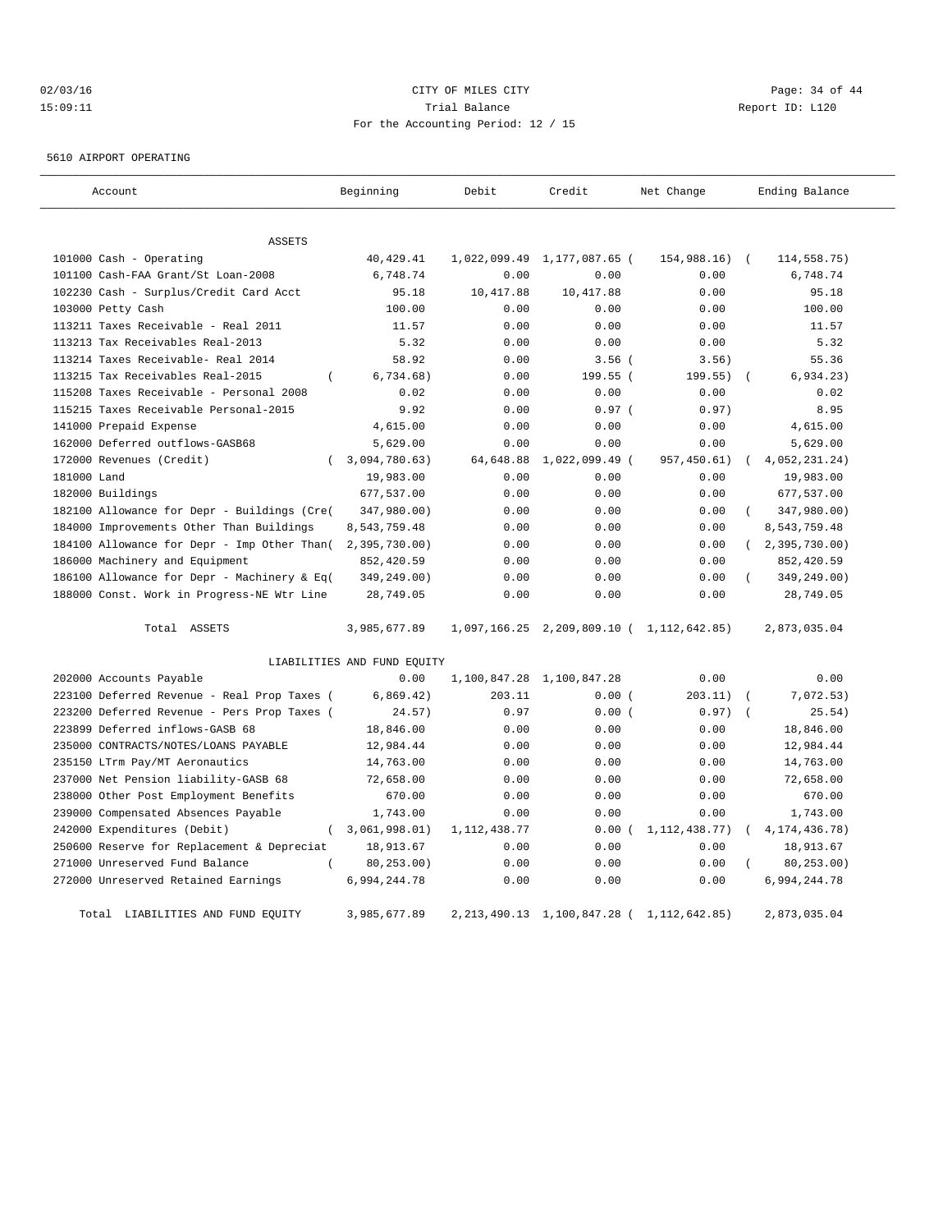02/03/16 CITY OF MILES CITY
15:09:11 Trial Balance Report ID: L120
For the Accounting Period: 12 / 15

5610 AIRPORT OPERATING

| Account | Beginning | Debit | Credit | Net Change | Ending Balance |
|---|---|---|---|---|---|
| ASSETS | | | | | |
| 101000 Cash - Operating | 40,429.41 | 1,022,099.49 | 1,177,087.65 | ( 154,988.16) | ( 114,558.75) |
| 101100 Cash-FAA Grant/St Loan-2008 | 6,748.74 | 0.00 | 0.00 | 0.00 | 6,748.74 |
| 102230 Cash - Surplus/Credit Card Acct | 95.18 | 10,417.88 | 10,417.88 | 0.00 | 95.18 |
| 103000 Petty Cash | 100.00 | 0.00 | 0.00 | 0.00 | 100.00 |
| 113211 Taxes Receivable - Real 2011 | 11.57 | 0.00 | 0.00 | 0.00 | 11.57 |
| 113213 Tax Receivables Real-2013 | 5.32 | 0.00 | 0.00 | 0.00 | 5.32 |
| 113214 Taxes Receivable- Real 2014 | 58.92 | 0.00 | 3.56 | ( 3.56) | 55.36 |
| 113215 Tax Receivables Real-2015 | ( 6,734.68) | 0.00 | 199.55 | ( 199.55) | ( 6,934.23) |
| 115208 Taxes Receivable - Personal 2008 | 0.02 | 0.00 | 0.00 | 0.00 | 0.02 |
| 115215 Taxes Receivable Personal-2015 | 9.92 | 0.00 | 0.97 | ( 0.97) | 8.95 |
| 141000 Prepaid Expense | 4,615.00 | 0.00 | 0.00 | 0.00 | 4,615.00 |
| 162000 Deferred outflows-GASB68 | 5,629.00 | 0.00 | 0.00 | 0.00 | 5,629.00 |
| 172000 Revenues (Credit) | ( 3,094,780.63) | 64,648.88 | 1,022,099.49 | ( 957,450.61) | ( 4,052,231.24) |
| 181000 Land | 19,983.00 | 0.00 | 0.00 | 0.00 | 19,983.00 |
| 182000 Buildings | 677,537.00 | 0.00 | 0.00 | 0.00 | 677,537.00 |
| 182100 Allowance for Depr - Buildings (Cre( | 347,980.00) | 0.00 | 0.00 | 0.00 | ( 347,980.00) |
| 184000 Improvements Other Than Buildings | 8,543,759.48 | 0.00 | 0.00 | 0.00 | 8,543,759.48 |
| 184100 Allowance for Depr - Imp Other Than( | 2,395,730.00) | 0.00 | 0.00 | 0.00 | ( 2,395,730.00) |
| 186000 Machinery and Equipment | 852,420.59 | 0.00 | 0.00 | 0.00 | 852,420.59 |
| 186100 Allowance for Depr - Machinery & Eq( | 349,249.00) | 0.00 | 0.00 | 0.00 | ( 349,249.00) |
| 188000 Const. Work in Progress-NE Wtr Line | 28,749.05 | 0.00 | 0.00 | 0.00 | 28,749.05 |
| Total ASSETS | 3,985,677.89 | 1,097,166.25 | 2,209,809.10 | ( 1,112,642.85) | 2,873,035.04 |
| LIABILITIES AND FUND EQUITY | | | | | |
| 202000 Accounts Payable | 0.00 | 1,100,847.28 | 1,100,847.28 | 0.00 | 0.00 |
| 223100 Deferred Revenue - Real Prop Taxes ( | 6,869.42) | 203.11 | 0.00 | ( 203.11) | ( 7,072.53) |
| 223200 Deferred Revenue - Pers Prop Taxes ( | 24.57) | 0.97 | 0.00 | ( 0.97) | ( 25.54) |
| 223899 Deferred inflows-GASB 68 | 18,846.00 | 0.00 | 0.00 | 0.00 | 18,846.00 |
| 235000 CONTRACTS/NOTES/LOANS PAYABLE | 12,984.44 | 0.00 | 0.00 | 0.00 | 12,984.44 |
| 235150 LTrm Pay/MT Aeronautics | 14,763.00 | 0.00 | 0.00 | 0.00 | 14,763.00 |
| 237000 Net Pension liability-GASB 68 | 72,658.00 | 0.00 | 0.00 | 0.00 | 72,658.00 |
| 238000 Other Post Employment Benefits | 670.00 | 0.00 | 0.00 | 0.00 | 670.00 |
| 239000 Compensated Absences Payable | 1,743.00 | 0.00 | 0.00 | 0.00 | 1,743.00 |
| 242000 Expenditures (Debit) | ( 3,061,998.01) | 1,112,438.77 | 0.00 | ( 1,112,438.77) | ( 4,174,436.78) |
| 250600 Reserve for Replacement & Depreciat | 18,913.67 | 0.00 | 0.00 | 0.00 | 18,913.67 |
| 271000 Unreserved Fund Balance | ( 80,253.00) | 0.00 | 0.00 | 0.00 | ( 80,253.00) |
| 272000 Unreserved Retained Earnings | 6,994,244.78 | 0.00 | 0.00 | 0.00 | 6,994,244.78 |
| Total LIABILITIES AND FUND EQUITY | 3,985,677.89 | 2,213,490.13 | 1,100,847.28 | ( 1,112,642.85) | 2,873,035.04 |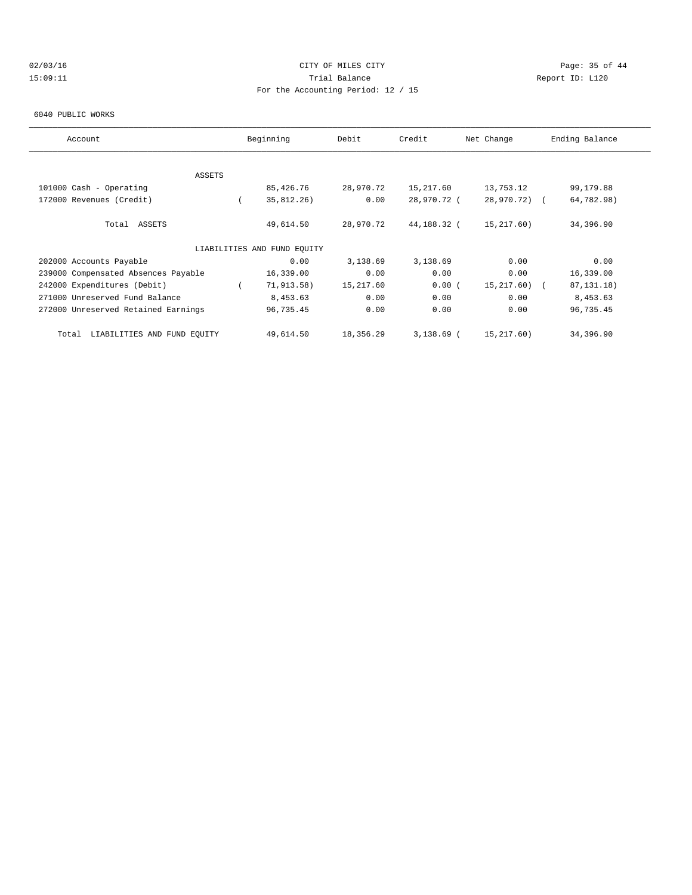CITY OF MILES CITY

Trial Balance

For the Accounting Period: 12 / 15

02/03/16
15:09:11

Report ID: L120

6040 PUBLIC WORKS

| Account | Beginning | Debit | Credit | Net Change | Ending Balance |
|---|---|---|---|---|---|
| ASSETS | | | | | |
| 101000 Cash - Operating | 85,426.76 | 28,970.72 | 15,217.60 | 13,753.12 | 99,179.88 |
| 172000 Revenues (Credit) | ( 35,812.26) | 0.00 | 28,970.72 | ( 28,970.72) | ( 64,782.98) |
| Total ASSETS | 49,614.50 | 28,970.72 | 44,188.32 | ( 15,217.60) | 34,396.90 |
| LIABILITIES AND FUND EQUITY | | | | | |
| 202000 Accounts Payable | 0.00 | 3,138.69 | 3,138.69 | 0.00 | 0.00 |
| 239000 Compensated Absences Payable | 16,339.00 | 0.00 | 0.00 | 0.00 | 16,339.00 |
| 242000 Expenditures (Debit) | ( 71,913.58) | 15,217.60 | 0.00 | ( 15,217.60) | ( 87,131.18) |
| 271000 Unreserved Fund Balance | 8,453.63 | 0.00 | 0.00 | 0.00 | 8,453.63 |
| 272000 Unreserved Retained Earnings | 96,735.45 | 0.00 | 0.00 | 0.00 | 96,735.45 |
| Total LIABILITIES AND FUND EQUITY | 49,614.50 | 18,356.29 | 3,138.69 | ( 15,217.60) | 34,396.90 |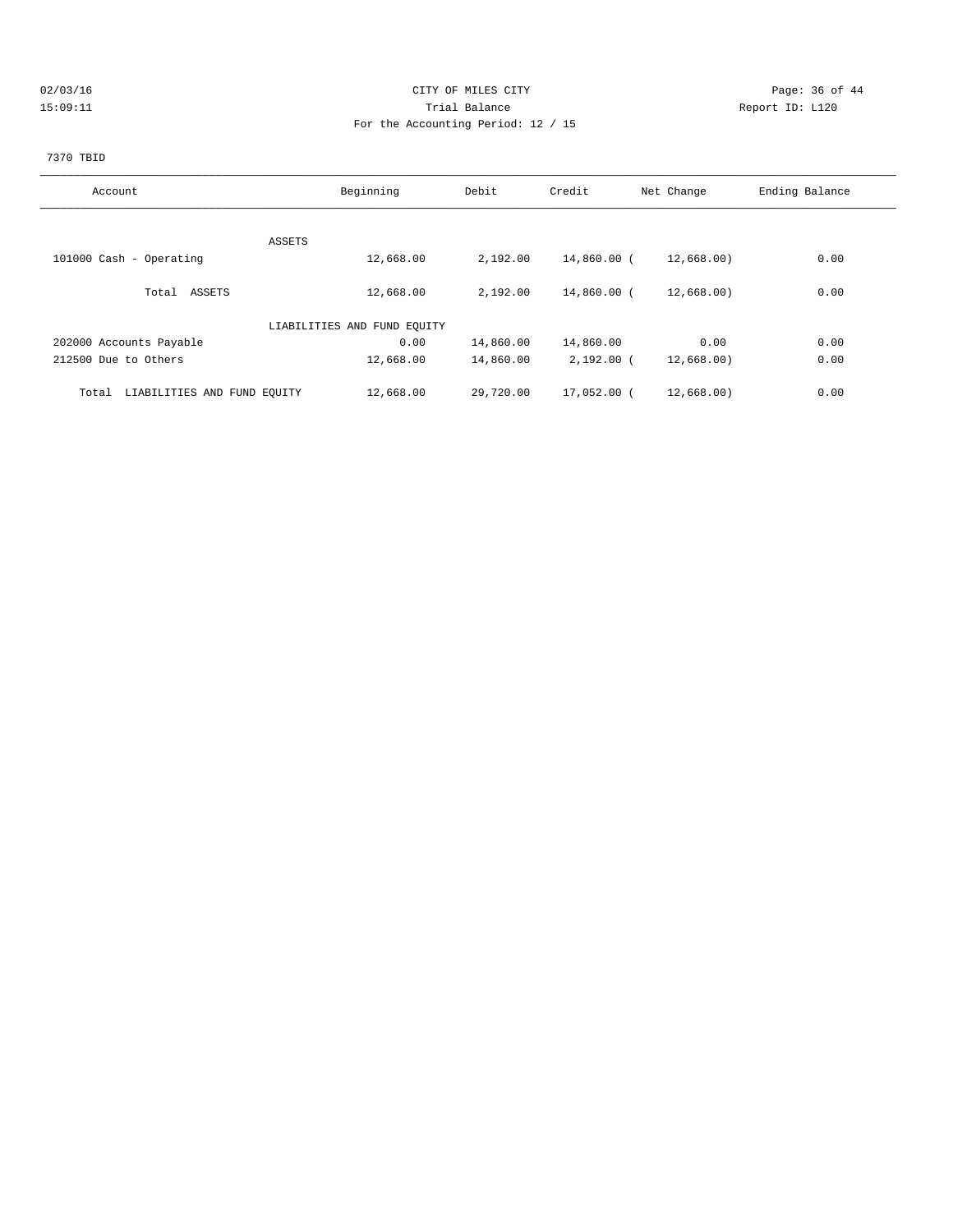CITY OF MILES CITY
Trial Balance
For the Accounting Period: 12 / 15

02/03/16
15:09:11

Report ID: L120

7370 TBID

| Account | Beginning | Debit | Credit | Net Change | Ending Balance |
|---|---|---|---|---|---|
| ASSETS | | | | | |
| 101000 Cash - Operating | 12,668.00 | 2,192.00 | 14,860.00 | ( 12,668.00) | 0.00 |
| Total ASSETS | 12,668.00 | 2,192.00 | 14,860.00 | ( 12,668.00) | 0.00 |
| LIABILITIES AND FUND EQUITY | | | | | |
| 202000 Accounts Payable | 0.00 | 14,860.00 | 14,860.00 | 0.00 | 0.00 |
| 212500 Due to Others | 12,668.00 | 14,860.00 | 2,192.00 | ( 12,668.00) | 0.00 |
| Total LIABILITIES AND FUND EQUITY | 12,668.00 | 29,720.00 | 17,052.00 | ( 12,668.00) | 0.00 |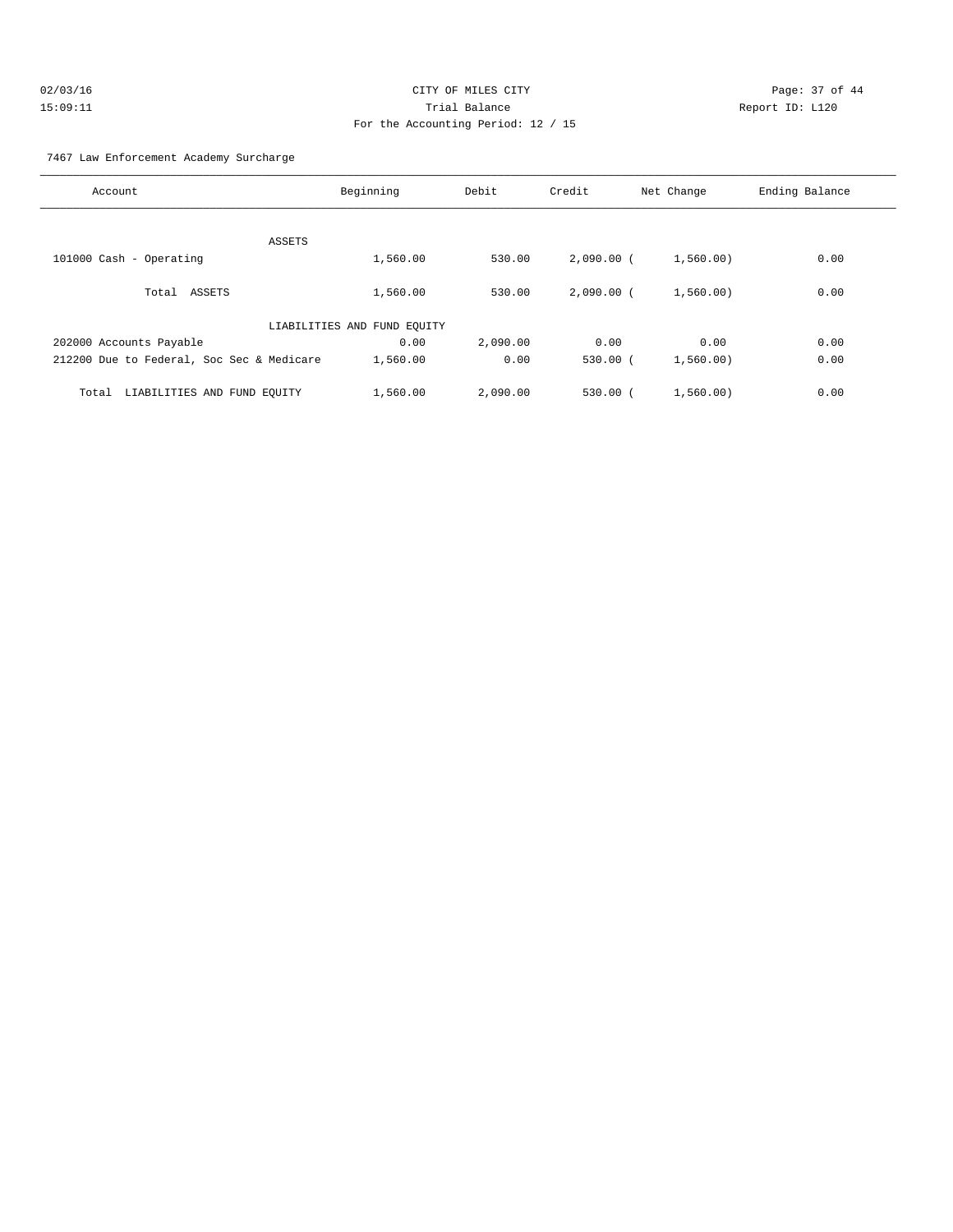CITY OF MILES CITY
Trial Balance
For the Accounting Period: 12 / 15

02/03/16
15:09:11

Report ID: L120

7467 Law Enforcement Academy Surcharge

| Account | Beginning | Debit | Credit | Net Change | Ending Balance |
|---|---|---|---|---|---|
| ASSETS | | | | | |
| 101000 Cash - Operating | 1,560.00 | 530.00 | 2,090.00 | ( 1,560.00) | 0.00 |
| Total ASSETS | 1,560.00 | 530.00 | 2,090.00 | ( 1,560.00) | 0.00 |
| LIABILITIES AND FUND EQUITY | | | | | |
| 202000 Accounts Payable | 0.00 | 2,090.00 | 0.00 | 0.00 | 0.00 |
| 212200 Due to Federal, Soc Sec & Medicare | 1,560.00 | 0.00 | 530.00 | ( 1,560.00) | 0.00 |
| Total LIABILITIES AND FUND EQUITY | 1,560.00 | 2,090.00 | 530.00 | ( 1,560.00) | 0.00 |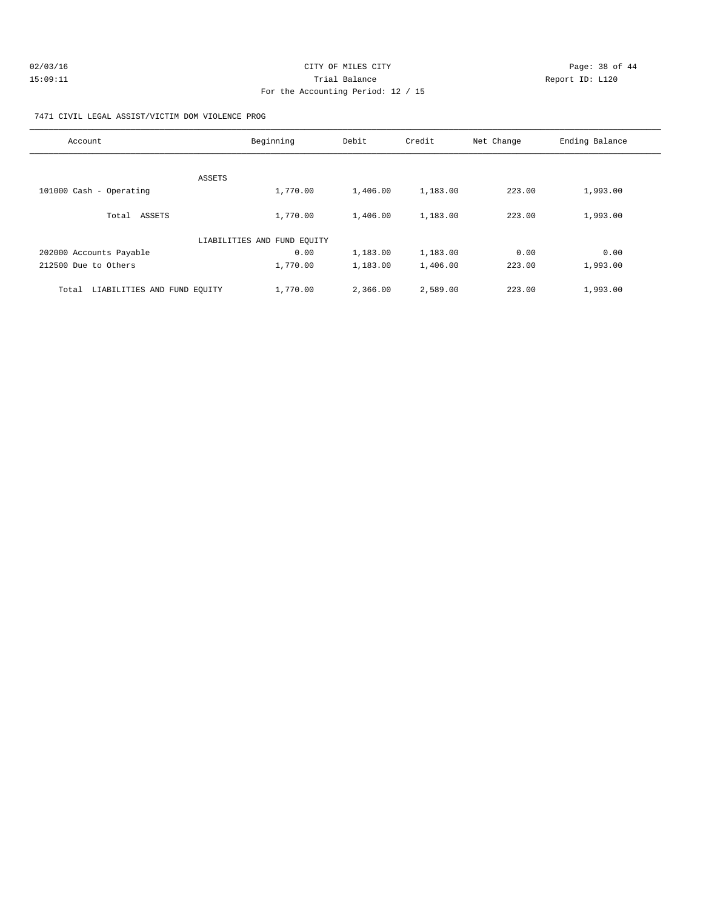CITY OF MILES CITY
Trial Balance
For the Accounting Period: 12 / 15

02/03/16 15:09:11 Report ID: L120

7471 CIVIL LEGAL ASSIST/VICTIM DOM VIOLENCE PROG

| Account | Beginning | Debit | Credit | Net Change | Ending Balance |
|---|---|---|---|---|---|
| ASSETS | | | | | |
| 101000 Cash - Operating | 1,770.00 | 1,406.00 | 1,183.00 | 223.00 | 1,993.00 |
| Total ASSETS | 1,770.00 | 1,406.00 | 1,183.00 | 223.00 | 1,993.00 |
| LIABILITIES AND FUND EQUITY | | | | | |
| 202000 Accounts Payable | 0.00 | 1,183.00 | 1,183.00 | 0.00 | 0.00 |
| 212500 Due to Others | 1,770.00 | 1,183.00 | 1,406.00 | 223.00 | 1,993.00 |
| Total LIABILITIES AND FUND EQUITY | 1,770.00 | 2,366.00 | 2,589.00 | 223.00 | 1,993.00 |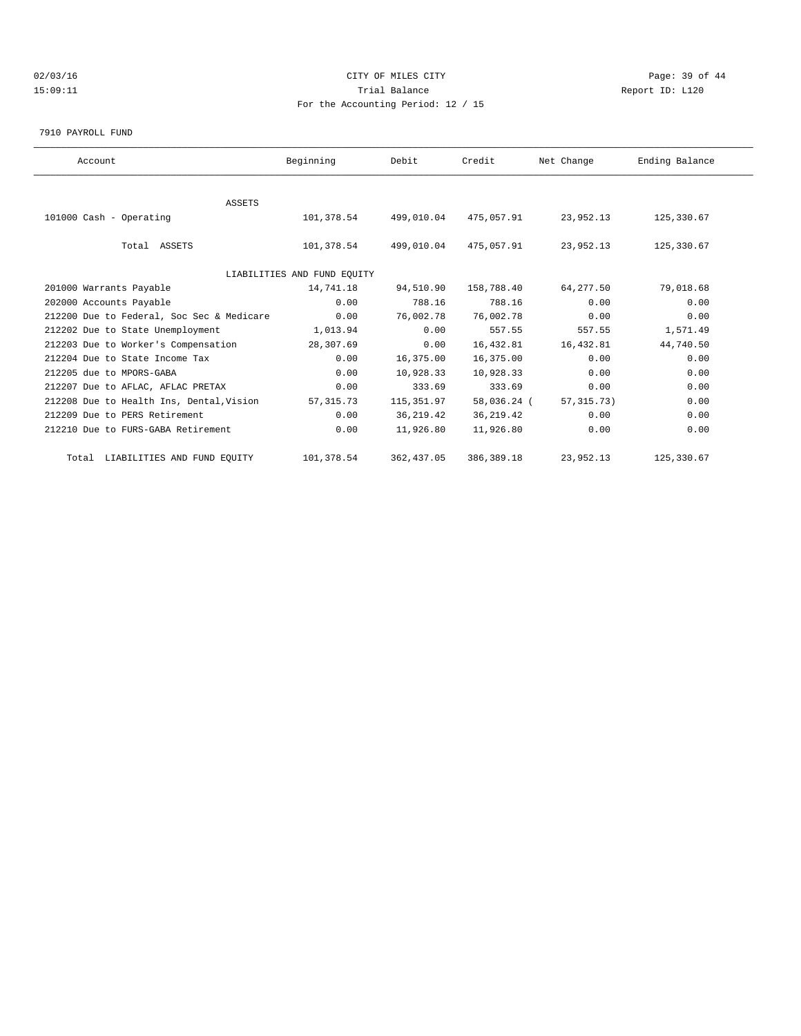# CITY OF MILES CITY

Trial Balance

For the Accounting Period: 12 / 15

02/03/16 15:09:11 — Report ID: L120

7910 PAYROLL FUND

| Account | Beginning | Debit | Credit | Net Change | Ending Balance |
|---|---|---|---|---|---|
| ASSETS | | | | | |
| 101000 Cash - Operating | 101,378.54 | 499,010.04 | 475,057.91 | 23,952.13 | 125,330.67 |
| Total ASSETS | 101,378.54 | 499,010.04 | 475,057.91 | 23,952.13 | 125,330.67 |
| LIABILITIES AND FUND EQUITY | | | | | |
| 201000 Warrants Payable | 14,741.18 | 94,510.90 | 158,788.40 | 64,277.50 | 79,018.68 |
| 202000 Accounts Payable | 0.00 | 788.16 | 788.16 | 0.00 | 0.00 |
| 212200 Due to Federal, Soc Sec & Medicare | 0.00 | 76,002.78 | 76,002.78 | 0.00 | 0.00 |
| 212202 Due to State Unemployment | 1,013.94 | 0.00 | 557.55 | 557.55 | 1,571.49 |
| 212203 Due to Worker's Compensation | 28,307.69 | 0.00 | 16,432.81 | 16,432.81 | 44,740.50 |
| 212204 Due to State Income Tax | 0.00 | 16,375.00 | 16,375.00 | 0.00 | 0.00 |
| 212205 due to MPORS-GABA | 0.00 | 10,928.33 | 10,928.33 | 0.00 | 0.00 |
| 212207 Due to AFLAC, AFLAC PRETAX | 0.00 | 333.69 | 333.69 | 0.00 | 0.00 |
| 212208 Due to Health Ins, Dental,Vision | 57,315.73 | 115,351.97 | 58,036.24 | (57,315.73) | 0.00 |
| 212209 Due to PERS Retirement | 0.00 | 36,219.42 | 36,219.42 | 0.00 | 0.00 |
| 212210 Due to FURS-GABA Retirement | 0.00 | 11,926.80 | 11,926.80 | 0.00 | 0.00 |
| Total LIABILITIES AND FUND EQUITY | 101,378.54 | 362,437.05 | 386,389.18 | 23,952.13 | 125,330.67 |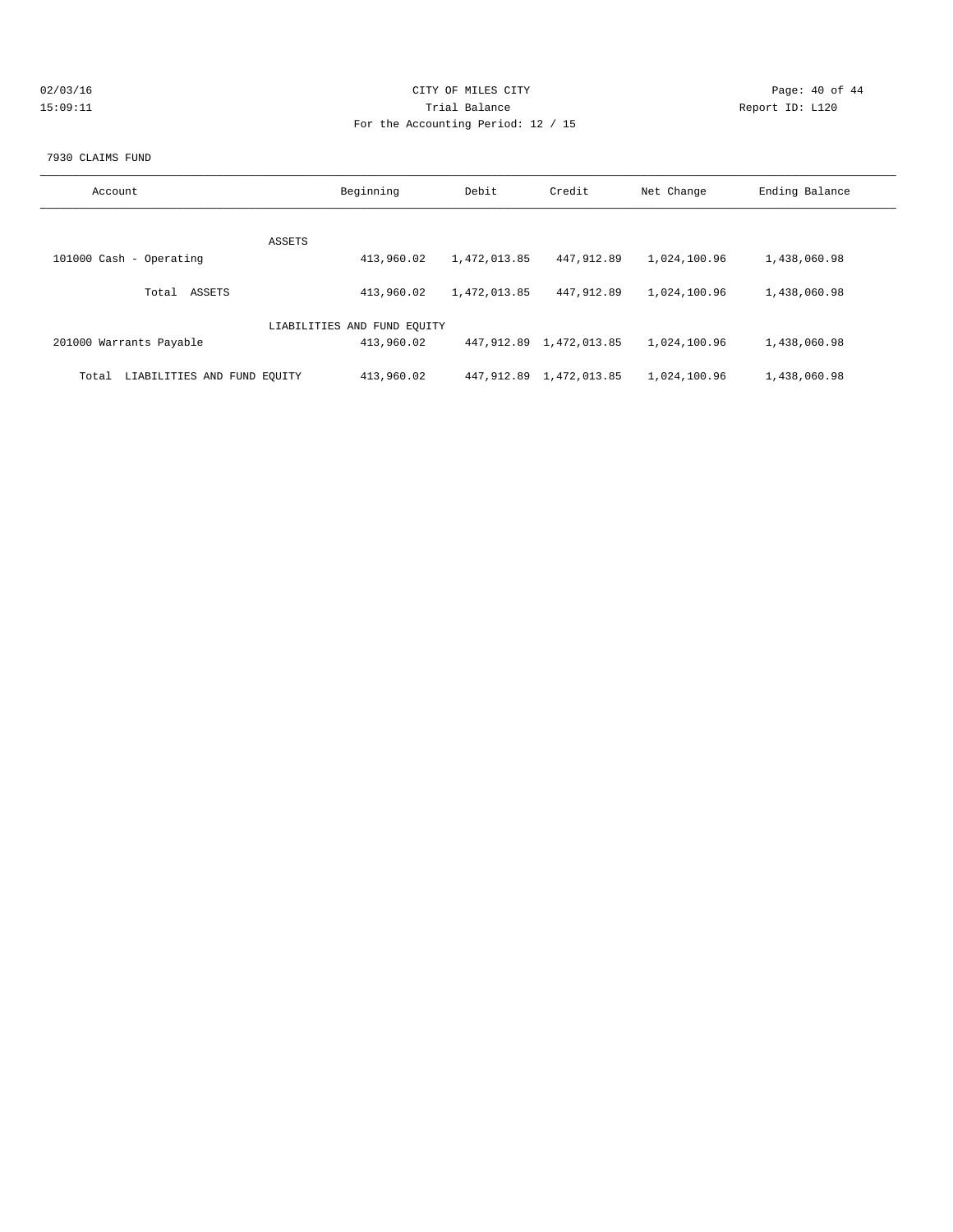CITY OF MILES CITY

Trial Balance

For the Accounting Period: 12 / 15

02/03/16 15:09:11 Report ID: L120

7930 CLAIMS FUND

| Account | Beginning | Debit | Credit | Net Change | Ending Balance |
|---|---|---|---|---|---|
| ASSETS | | | | | |
| 101000 Cash - Operating | 413,960.02 | 1,472,013.85 | 447,912.89 | 1,024,100.96 | 1,438,060.98 |
| Total ASSETS | 413,960.02 | 1,472,013.85 | 447,912.89 | 1,024,100.96 | 1,438,060.98 |
| LIABILITIES AND FUND EQUITY | | | | | |
| 201000 Warrants Payable | 413,960.02 | 447,912.89 | 1,472,013.85 | 1,024,100.96 | 1,438,060.98 |
| Total LIABILITIES AND FUND EQUITY | 413,960.02 | 447,912.89 | 1,472,013.85 | 1,024,100.96 | 1,438,060.98 |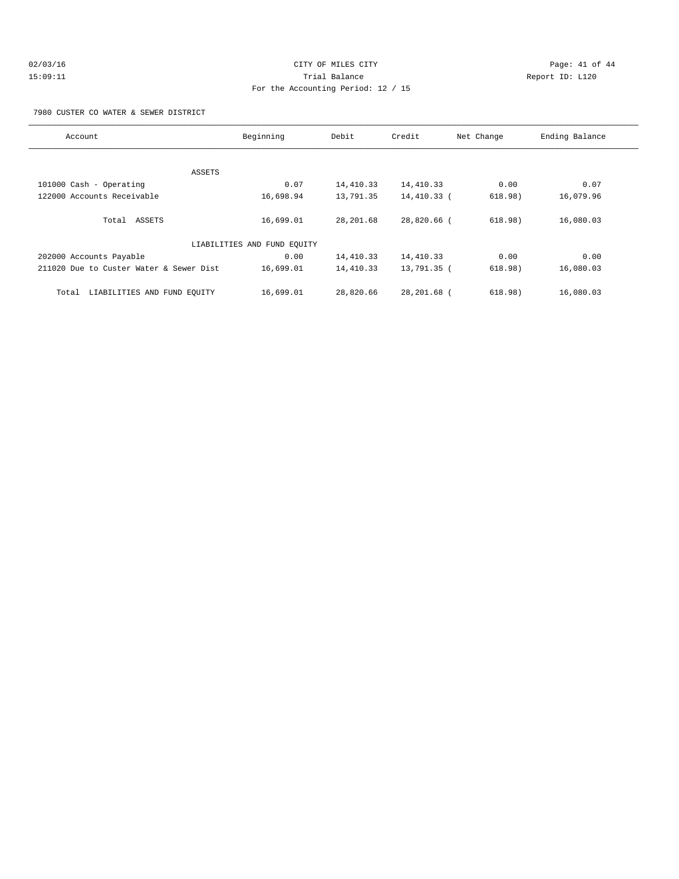CITY OF MILES CITY
Trial Balance
For the Accounting Period: 12 / 15

02/03/16
15:09:11

Report ID: L120

7980 CUSTER CO WATER & SEWER DISTRICT

| Account | Beginning | Debit | Credit | Net Change | Ending Balance |
|---|---|---|---|---|---|
| ASSETS | | | | | |
| 101000 Cash - Operating | 0.07 | 14,410.33 | 14,410.33 | 0.00 | 0.07 |
| 122000 Accounts Receivable | 16,698.94 | 13,791.35 | 14,410.33 | ( 618.98) | 16,079.96 |
| Total ASSETS | 16,699.01 | 28,201.68 | 28,820.66 | ( 618.98) | 16,080.03 |
| LIABILITIES AND FUND EQUITY | | | | | |
| 202000 Accounts Payable | 0.00 | 14,410.33 | 14,410.33 | 0.00 | 0.00 |
| 211020 Due to Custer Water & Sewer Dist | 16,699.01 | 14,410.33 | 13,791.35 | ( 618.98) | 16,080.03 |
| Total LIABILITIES AND FUND EQUITY | 16,699.01 | 28,820.66 | 28,201.68 | ( 618.98) | 16,080.03 |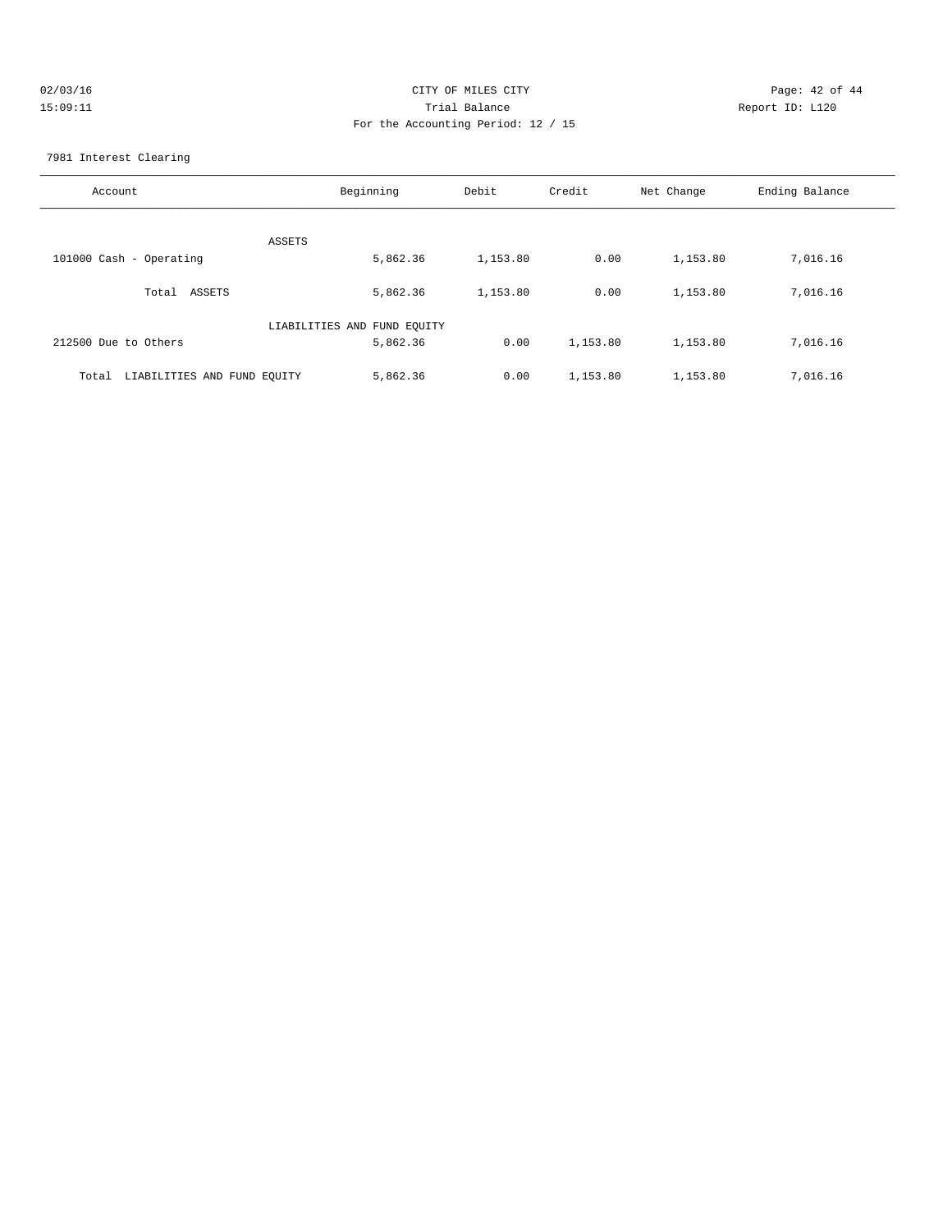CITY OF MILES CITY
Trial Balance
For the Accounting Period: 12 / 15

02/03/16 15:09:11 — Report ID: L120

7981 Interest Clearing

| Account | Beginning | Debit | Credit | Net Change | Ending Balance |
|---|---|---|---|---|---|
| ASSETS | | | | | |
| 101000 Cash - Operating | 5,862.36 | 1,153.80 | 0.00 | 1,153.80 | 7,016.16 |
| Total ASSETS | 5,862.36 | 1,153.80 | 0.00 | 1,153.80 | 7,016.16 |
| LIABILITIES AND FUND EQUITY | | | | | |
| 212500 Due to Others | 5,862.36 | 0.00 | 1,153.80 | 1,153.80 | 7,016.16 |
| Total LIABILITIES AND FUND EQUITY | 5,862.36 | 0.00 | 1,153.80 | 1,153.80 | 7,016.16 |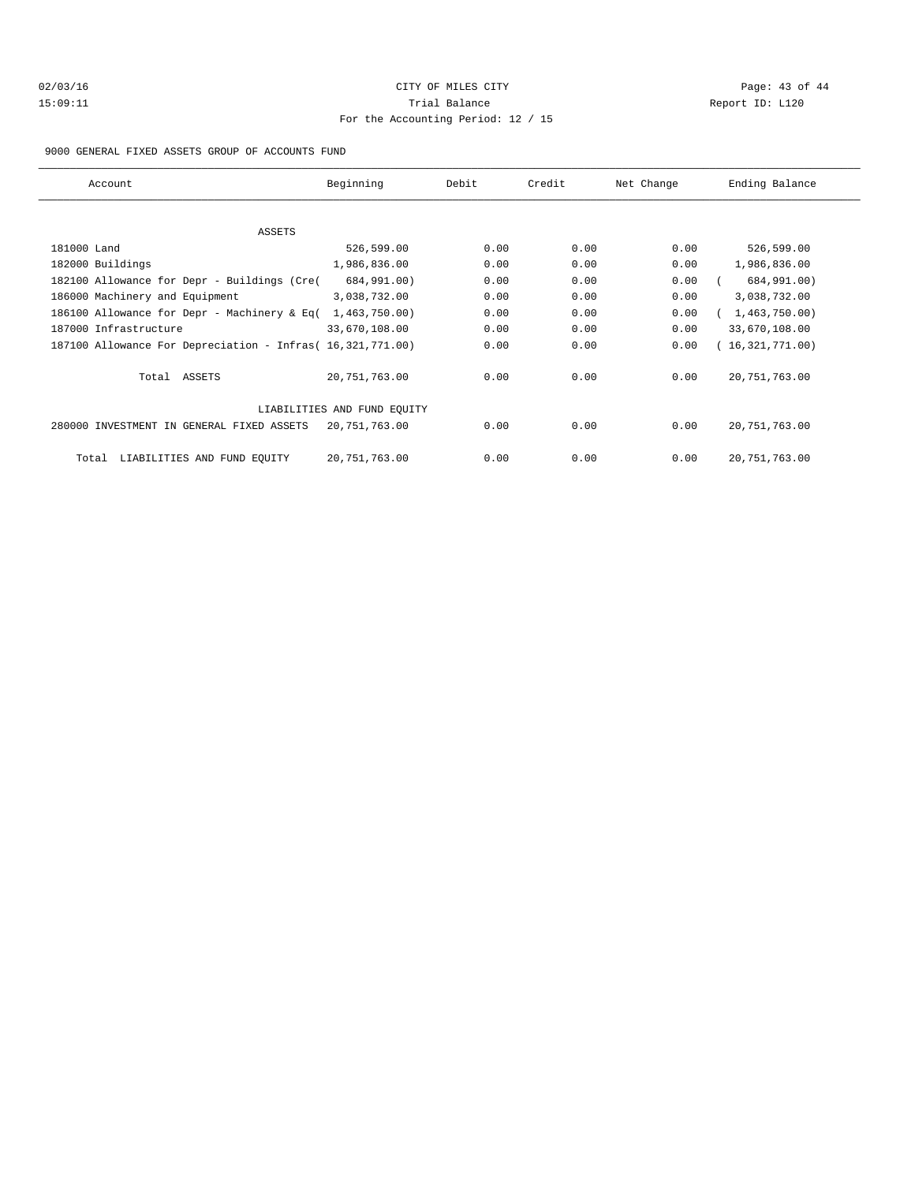CITY OF MILES CITY

Trial Balance

For the Accounting Period: 12 / 15

02/03/16 15:09:11 Report ID: L120

9000 GENERAL FIXED ASSETS GROUP OF ACCOUNTS FUND

| Account | Beginning | Debit | Credit | Net Change | Ending Balance |
|---|---|---|---|---|---|
| ASSETS | | | | | |
| 181000 Land | 526,599.00 | 0.00 | 0.00 | 0.00 | 526,599.00 |
| 182000 Buildings | 1,986,836.00 | 0.00 | 0.00 | 0.00 | 1,986,836.00 |
| 182100 Allowance for Depr - Buildings (Cre( | 684,991.00) | 0.00 | 0.00 | 0.00 | ( 684,991.00) |
| 186000 Machinery and Equipment | 3,038,732.00 | 0.00 | 0.00 | 0.00 | 3,038,732.00 |
| 186100 Allowance for Depr - Machinery & Eq( | 1,463,750.00) | 0.00 | 0.00 | 0.00 | ( 1,463,750.00) |
| 187000 Infrastructure | 33,670,108.00 | 0.00 | 0.00 | 0.00 | 33,670,108.00 |
| 187100 Allowance For Depreciation - Infras( | 16,321,771.00) | 0.00 | 0.00 | 0.00 | ( 16,321,771.00) |
| Total ASSETS | 20,751,763.00 | 0.00 | 0.00 | 0.00 | 20,751,763.00 |
| LIABILITIES AND FUND EQUITY | | | | | |
| 280000 INVESTMENT IN GENERAL FIXED ASSETS | 20,751,763.00 | 0.00 | 0.00 | 0.00 | 20,751,763.00 |
| Total LIABILITIES AND FUND EQUITY | 20,751,763.00 | 0.00 | 0.00 | 0.00 | 20,751,763.00 |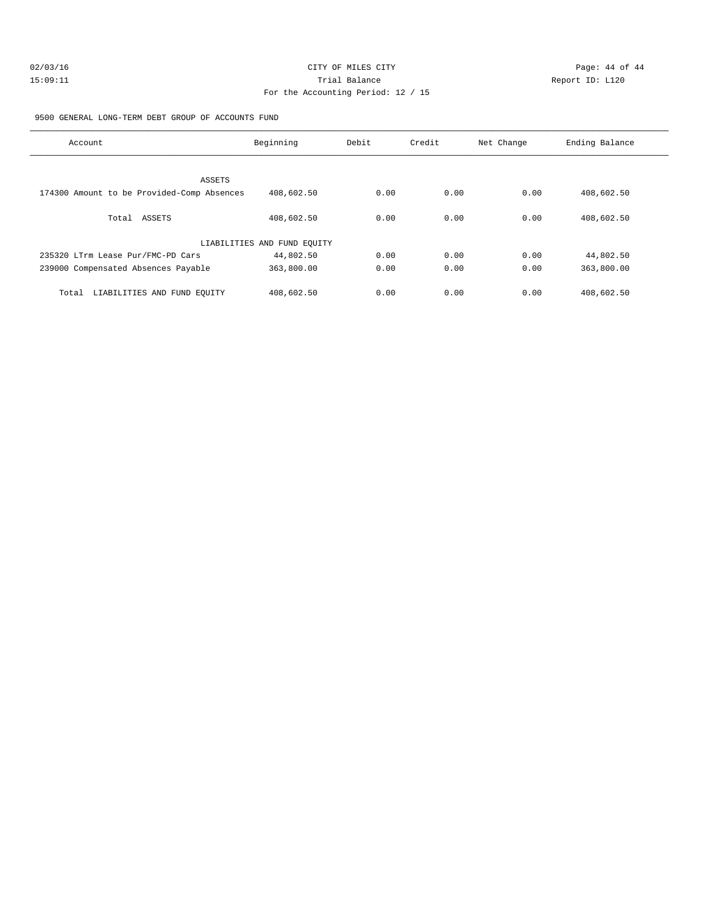# CITY OF MILES CITY

## Trial Balance

For the Accounting Period: 12 / 15

9500 GENERAL LONG-TERM DEBT GROUP OF ACCOUNTS FUND

| Account | Beginning | Debit | Credit | Net Change | Ending Balance |
|---|---|---|---|---|---|
| ASSETS | | | | | |
| 174300 Amount to be Provided-Comp Absences | 408,602.50 | 0.00 | 0.00 | 0.00 | 408,602.50 |
| Total ASSETS | 408,602.50 | 0.00 | 0.00 | 0.00 | 408,602.50 |
| LIABILITIES AND FUND EQUITY | | | | | |
| 235320 LTrm Lease Pur/FMC-PD Cars | 44,802.50 | 0.00 | 0.00 | 0.00 | 44,802.50 |
| 239000 Compensated Absences Payable | 363,800.00 | 0.00 | 0.00 | 0.00 | 363,800.00 |
| Total LIABILITIES AND FUND EQUITY | 408,602.50 | 0.00 | 0.00 | 0.00 | 408,602.50 |